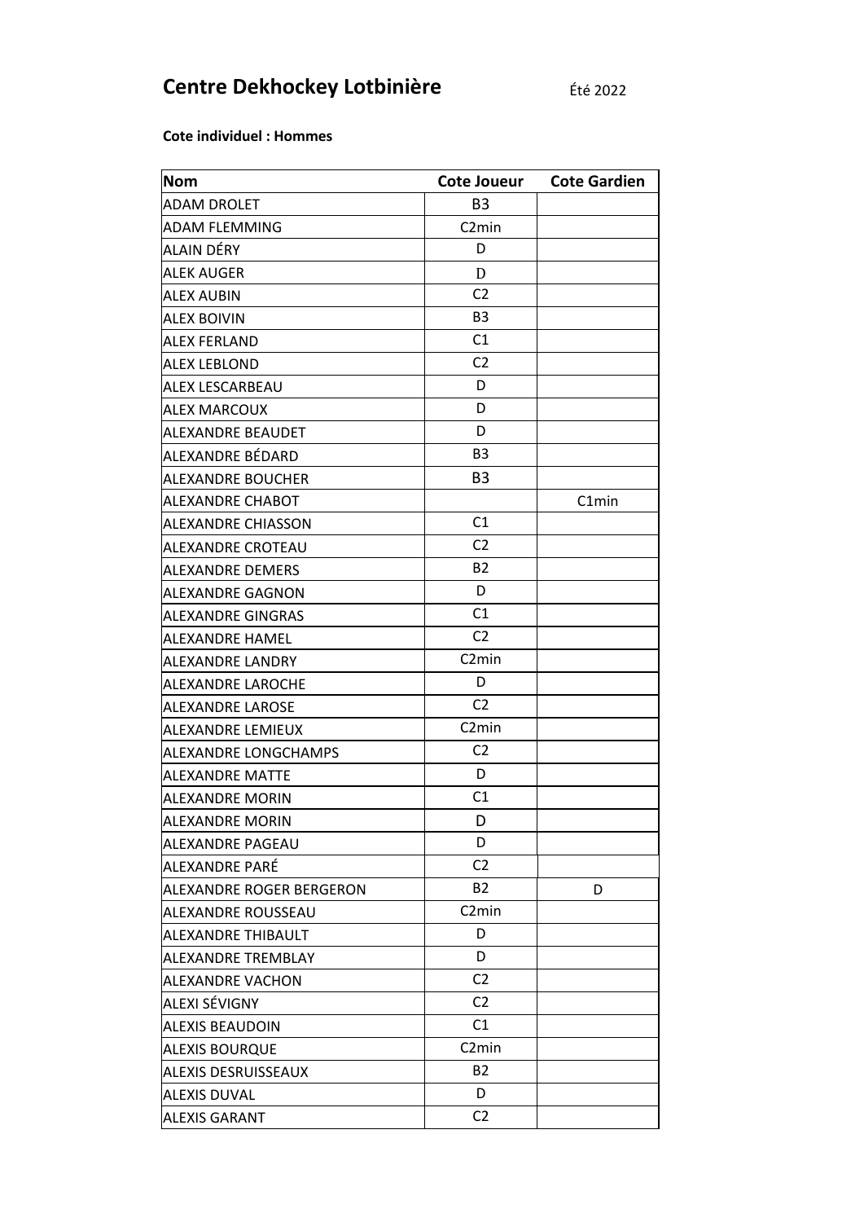# Centre Dekhockey Lotbinière

Été 2022

**Cote individuel : Hommes**

| Nom | Cote Joueur | Cote Gardien |
|---|---|---|
| ADAM DROLET | B3 | |
| ADAM FLEMMING | C2min | |
| ALAIN DÉRY | D | |
| ALEK AUGER | D | |
| ALEX AUBIN | C2 | |
| ALEX BOIVIN | B3 | |
| ALEX FERLAND | C1 | |
| ALEX LEBLOND | C2 | |
| ALEX LESCARBEAU | D | |
| ALEX MARCOUX | D | |
| ALEXANDRE BEAUDET | D | |
| ALEXANDRE BÉDARD | B3 | |
| ALEXANDRE BOUCHER | B3 | |
| ALEXANDRE CHABOT | | C1min |
| ALEXANDRE CHIASSON | C1 | |
| ALEXANDRE CROTEAU | C2 | |
| ALEXANDRE DEMERS | B2 | |
| ALEXANDRE GAGNON | D | |
| ALEXANDRE GINGRAS | C1 | |
| ALEXANDRE HAMEL | C2 | |
| ALEXANDRE LANDRY | C2min | |
| ALEXANDRE LAROCHE | D | |
| ALEXANDRE LAROSE | C2 | |
| ALEXANDRE LEMIEUX | C2min | |
| ALEXANDRE LONGCHAMPS | C2 | |
| ALEXANDRE MATTE | D | |
| ALEXANDRE MORIN | C1 | |
| ALEXANDRE MORIN | D | |
| ALEXANDRE PAGEAU | D | |
| ALEXANDRE PARÉ | C2 | |
| ALEXANDRE ROGER BERGERON | B2 | D |
| ALEXANDRE ROUSSEAU | C2min | |
| ALEXANDRE THIBAULT | D | |
| ALEXANDRE TREMBLAY | D | |
| ALEXANDRE VACHON | C2 | |
| ALEXI SÉVIGNY | C2 | |
| ALEXIS BEAUDOIN | C1 | |
| ALEXIS BOURQUE | C2min | |
| ALEXIS DESRUISSEAUX | B2 | |
| ALEXIS DUVAL | D | |
| ALEXIS GARANT | C2 | |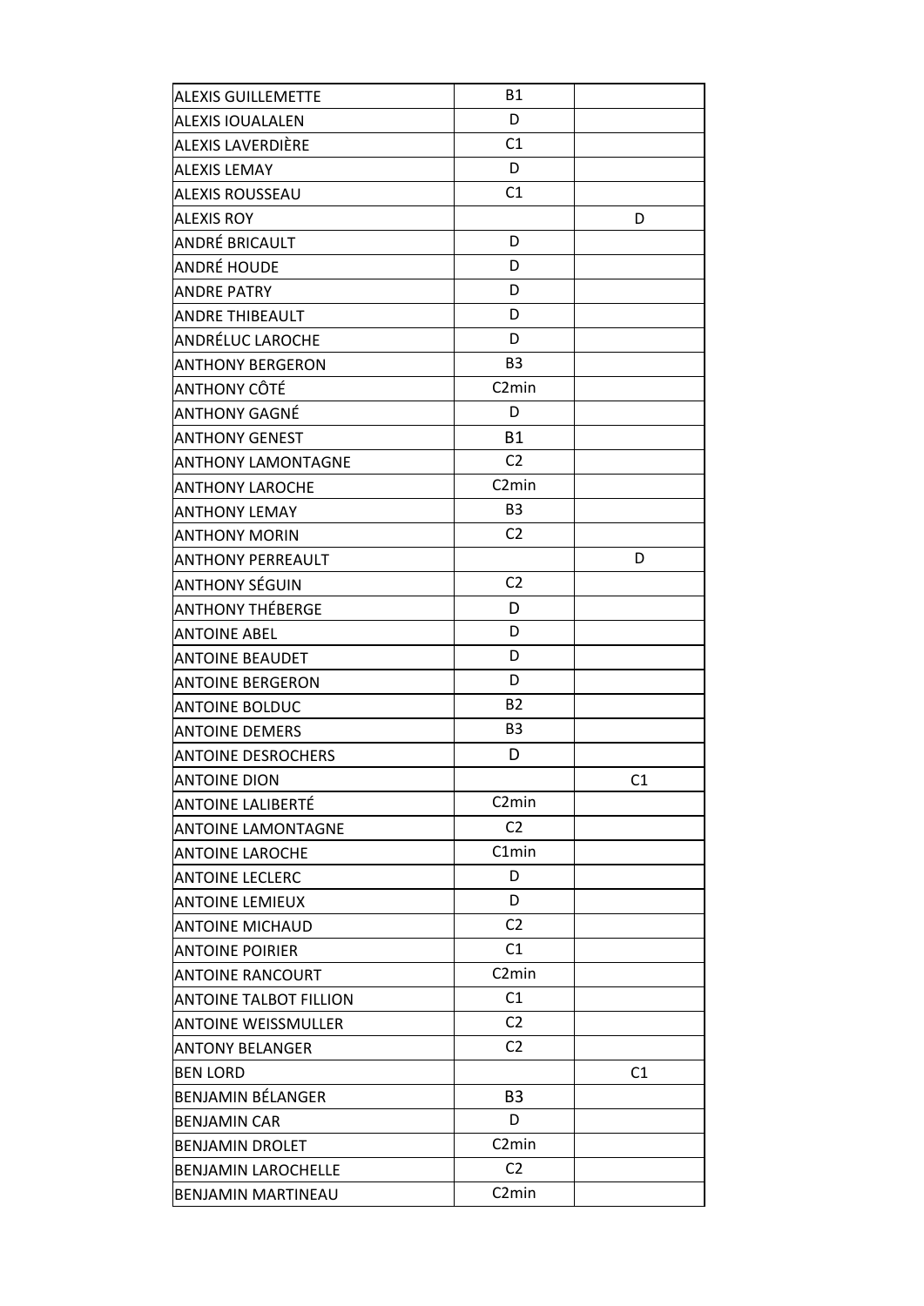| ALEXIS GUILLEMETTE | B1 | |
|---|---|---|
| ALEXIS IOUALALEN | D | |
| ALEXIS LAVERDIÈRE | C1 | |
| ALEXIS LEMAY | D | |
| ALEXIS ROUSSEAU | C1 | |
| ALEXIS ROY | | D |
| ANDRÉ BRICAULT | D | |
| ANDRÉ HOUDE | D | |
| ANDRE PATRY | D | |
| ANDRE THIBEAULT | D | |
| ANDRÉLUC LAROCHE | D | |
| ANTHONY BERGERON | B3 | |
| ANTHONY CÔTÉ | C2min | |
| ANTHONY GAGNÉ | D | |
| ANTHONY GENEST | B1 | |
| ANTHONY LAMONTAGNE | C2 | |
| ANTHONY LAROCHE | C2min | |
| ANTHONY LEMAY | B3 | |
| ANTHONY MORIN | C2 | |
| ANTHONY PERREAULT | | D |
| ANTHONY SÉGUIN | C2 | |
| ANTHONY THÉBERGE | D | |
| ANTOINE ABEL | D | |
| ANTOINE BEAUDET | D | |
| ANTOINE BERGERON | D | |
| ANTOINE BOLDUC | B2 | |
| ANTOINE DEMERS | B3 | |
| ANTOINE DESROCHERS | D | |
| ANTOINE DION | | C1 |
| ANTOINE LALIBERTÉ | C2min | |
| ANTOINE LAMONTAGNE | C2 | |
| ANTOINE LAROCHE | C1min | |
| ANTOINE LECLERC | D | |
| ANTOINE LEMIEUX | D | |
| ANTOINE MICHAUD | C2 | |
| ANTOINE POIRIER | C1 | |
| ANTOINE RANCOURT | C2min | |
| ANTOINE TALBOT FILLION | C1 | |
| ANTOINE WEISSMULLER | C2 | |
| ANTONY BELANGER | C2 | |
| BEN LORD | | C1 |
| BENJAMIN BÉLANGER | B3 | |
| BENJAMIN CAR | D | |
| BENJAMIN DROLET | C2min | |
| BENJAMIN LAROCHELLE | C2 | |
| BENJAMIN MARTINEAU | C2min | |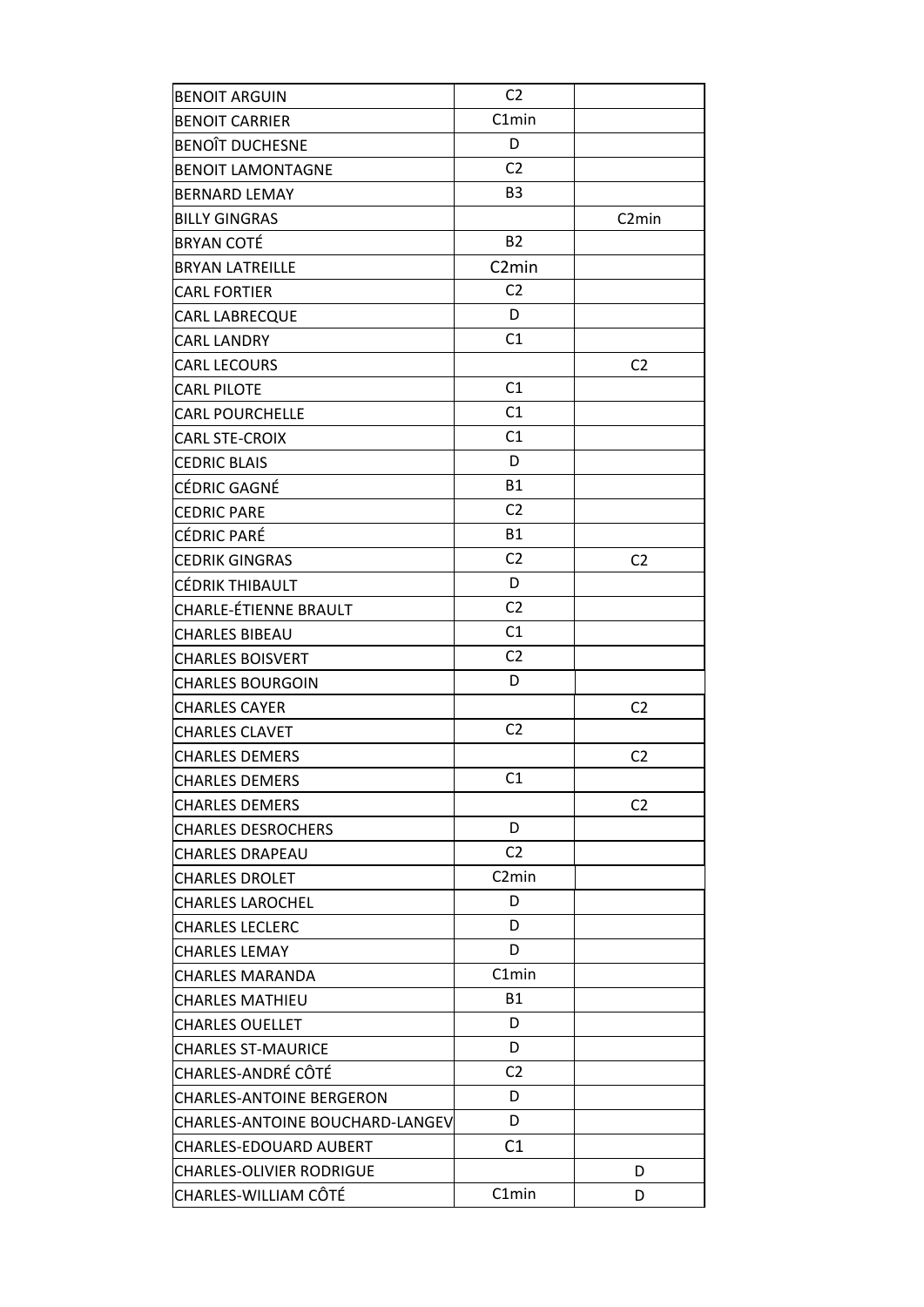| | | |
|---|---|---|
| BENOIT ARGUIN | C2 | |
| BENOIT CARRIER | C1min | |
| BENOÎT DUCHESNE | D | |
| BENOIT LAMONTAGNE | C2 | |
| BERNARD LEMAY | B3 | |
| BILLY GINGRAS | | C2min |
| BRYAN COTÉ | B2 | |
| BRYAN LATREILLE | C2min | |
| CARL FORTIER | C2 | |
| CARL LABRECQUE | D | |
| CARL LANDRY | C1 | |
| CARL LECOURS | | C2 |
| CARL PILOTE | C1 | |
| CARL POURCHELLE | C1 | |
| CARL STE-CROIX | C1 | |
| CEDRIC BLAIS | D | |
| CÉDRIC GAGNÉ | B1 | |
| CEDRIC PARE | C2 | |
| CÉDRIC PARÉ | B1 | |
| CEDRIK GINGRAS | C2 | C2 |
| CÉDRIK THIBAULT | D | |
| CHARLE-ÉTIENNE BRAULT | C2 | |
| CHARLES BIBEAU | C1 | |
| CHARLES BOISVERT | C2 | |
| CHARLES BOURGOIN | D | |
| CHARLES CAYER | | C2 |
| CHARLES CLAVET | C2 | |
| CHARLES DEMERS | | C2 |
| CHARLES DEMERS | C1 | |
| CHARLES DEMERS | | C2 |
| CHARLES DESROCHERS | D | |
| CHARLES DRAPEAU | C2 | |
| CHARLES DROLET | C2min | |
| CHARLES LAROCHEL | D | |
| CHARLES LECLERC | D | |
| CHARLES LEMAY | D | |
| CHARLES MARANDA | C1min | |
| CHARLES MATHIEU | B1 | |
| CHARLES OUELLET | D | |
| CHARLES ST-MAURICE | D | |
| CHARLES-ANDRÉ CÔTÉ | C2 | |
| CHARLES-ANTOINE BERGERON | D | |
| CHARLES-ANTOINE BOUCHARD-LANGEV | D | |
| CHARLES-EDOUARD AUBERT | C1 | |
| CHARLES-OLIVIER RODRIGUE | | D |
| CHARLES-WILLIAM CÔTÉ | C1min | D |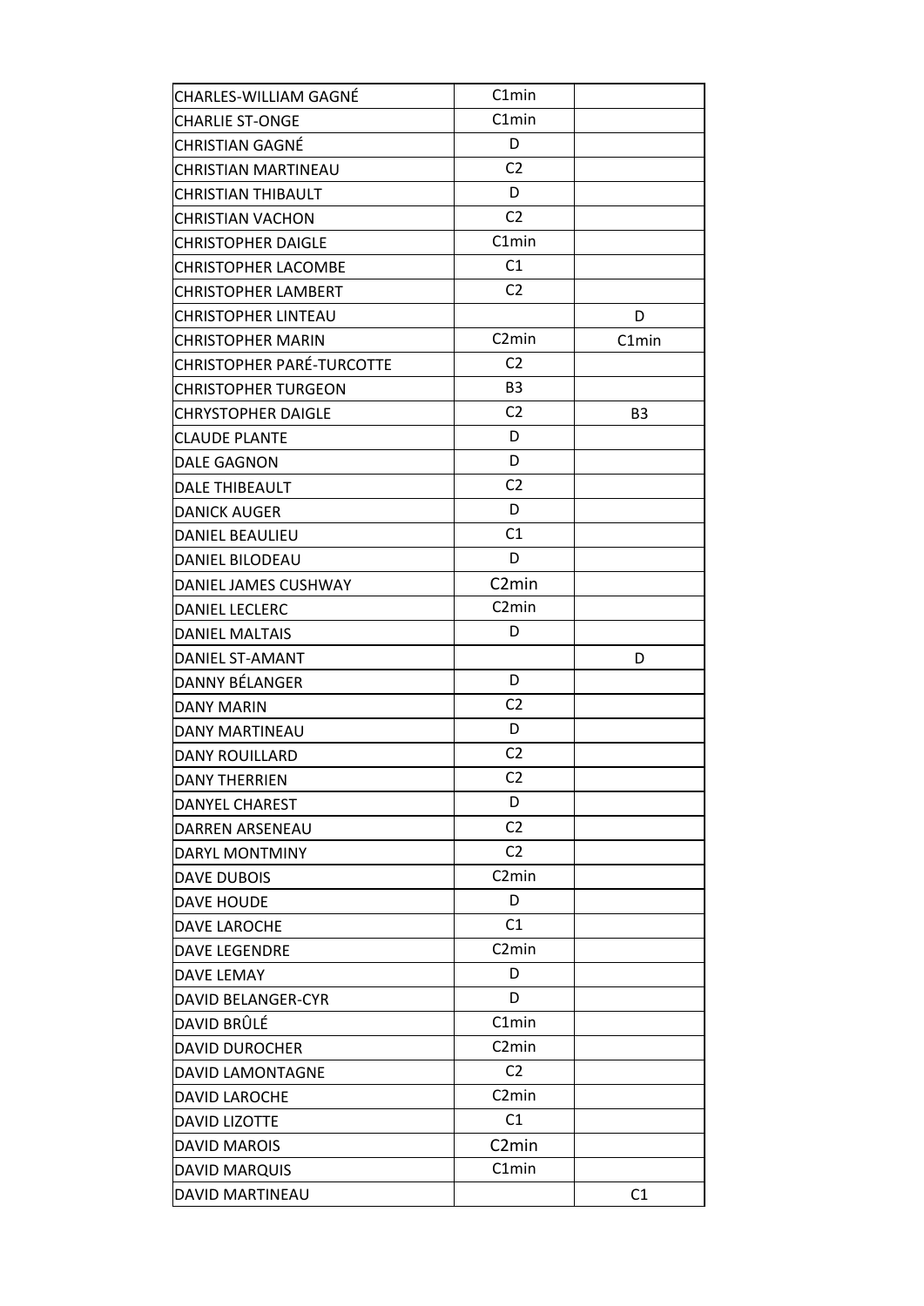| | | |
|---|---|---|
| CHARLES-WILLIAM GAGNÉ | C1min | |
| CHARLIE ST-ONGE | C1min | |
| CHRISTIAN GAGNÉ | D | |
| CHRISTIAN MARTINEAU | C2 | |
| CHRISTIAN THIBAULT | D | |
| CHRISTIAN VACHON | C2 | |
| CHRISTOPHER DAIGLE | C1min | |
| CHRISTOPHER LACOMBE | C1 | |
| CHRISTOPHER LAMBERT | C2 | |
| CHRISTOPHER LINTEAU | | D |
| CHRISTOPHER MARIN | C2min | C1min |
| CHRISTOPHER PARÉ-TURCOTTE | C2 | |
| CHRISTOPHER TURGEON | B3 | |
| CHRYSTOPHER DAIGLE | C2 | B3 |
| CLAUDE PLANTE | D | |
| DALE GAGNON | D | |
| DALE THIBEAULT | C2 | |
| DANICK AUGER | D | |
| DANIEL BEAULIEU | C1 | |
| DANIEL BILODEAU | D | |
| DANIEL JAMES CUSHWAY | C2min | |
| DANIEL LECLERC | C2min | |
| DANIEL MALTAIS | D | |
| DANIEL ST-AMANT | | D |
| DANNY BÉLANGER | D | |
| DANY MARIN | C2 | |
| DANY MARTINEAU | D | |
| DANY ROUILLARD | C2 | |
| DANY THERRIEN | C2 | |
| DANYEL CHAREST | D | |
| DARREN ARSENEAU | C2 | |
| DARYL MONTMINY | C2 | |
| DAVE DUBOIS | C2min | |
| DAVE HOUDE | D | |
| DAVE LAROCHE | C1 | |
| DAVE LEGENDRE | C2min | |
| DAVE LEMAY | D | |
| DAVID BELANGER-CYR | D | |
| DAVID BRÛLÉ | C1min | |
| DAVID DUROCHER | C2min | |
| DAVID LAMONTAGNE | C2 | |
| DAVID LAROCHE | C2min | |
| DAVID LIZOTTE | C1 | |
| DAVID MAROIS | C2min | |
| DAVID MARQUIS | C1min | |
| DAVID MARTINEAU | | C1 |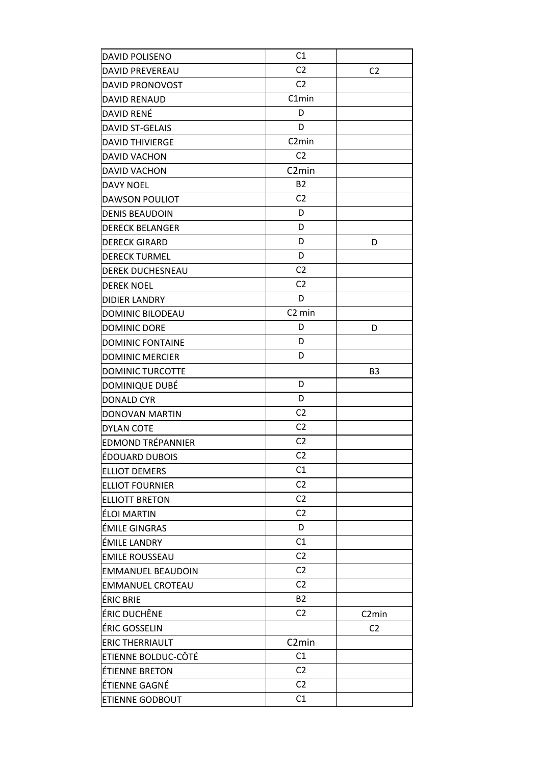| | | |
|---|---|---|
| DAVID POLISENO | C1 | |
| DAVID PREVEREAU | C2 | C2 |
| DAVID PRONOVOST | C2 | |
| DAVID RENAUD | C1min | |
| DAVID RENÉ | D | |
| DAVID ST-GELAIS | D | |
| DAVID THIVIERGE | C2min | |
| DAVID VACHON | C2 | |
| DAVID VACHON | C2min | |
| DAVY NOEL | B2 | |
| DAWSON POULIOT | C2 | |
| DENIS BEAUDOIN | D | |
| DERECK BELANGER | D | |
| DERECK GIRARD | D | D |
| DERECK TURMEL | D | |
| DEREK DUCHESNEAU | C2 | |
| DEREK NOEL | C2 | |
| DIDIER LANDRY | D | |
| DOMINIC BILODEAU | C2 min | |
| DOMINIC DORE | D | D |
| DOMINIC FONTAINE | D | |
| DOMINIC MERCIER | D | |
| DOMINIC TURCOTTE | | B3 |
| DOMINIQUE DUBÉ | D | |
| DONALD CYR | D | |
| DONOVAN MARTIN | C2 | |
| DYLAN COTE | C2 | |
| EDMOND TRÉPANNIER | C2 | |
| ÉDOUARD DUBOIS | C2 | |
| ELLIOT DEMERS | C1 | |
| ELLIOT FOURNIER | C2 | |
| ELLIOTT BRETON | C2 | |
| ÉLOI MARTIN | C2 | |
| ÉMILE GINGRAS | D | |
| ÉMILE LANDRY | C1 | |
| EMILE ROUSSEAU | C2 | |
| EMMANUEL BEAUDOIN | C2 | |
| EMMANUEL CROTEAU | C2 | |
| ÉRIC BRIE | B2 | |
| ÉRIC DUCHÊNE | C2 | C2min |
| ÉRIC GOSSELIN | | C2 |
| ERIC THERRIAULT | C2min | |
| ETIENNE BOLDUC-CÔTÉ | C1 | |
| ÉTIENNE BRETON | C2 | |
| ÉTIENNE GAGNÉ | C2 | |
| ETIENNE GODBOUT | C1 | |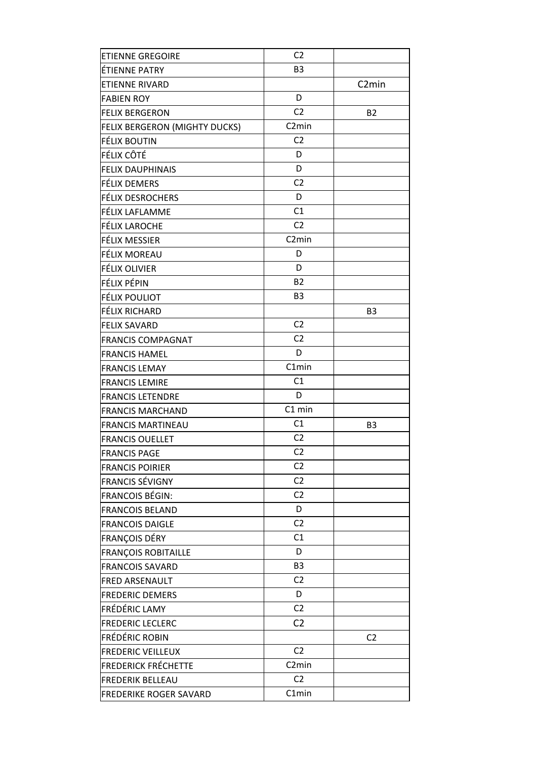| | | |
|---|---|---|
| ETIENNE GREGOIRE | C2 | |
| ÉTIENNE PATRY | B3 | |
| ETIENNE RIVARD | | C2min |
| FABIEN ROY | D | |
| FELIX BERGERON | C2 | B2 |
| FELIX BERGERON (MIGHTY DUCKS) | C2min | |
| FÉLIX BOUTIN | C2 | |
| FÉLIX CÔTÉ | D | |
| FELIX DAUPHINAIS | D | |
| FÉLIX DEMERS | C2 | |
| FÉLIX DESROCHERS | D | |
| FÉLIX LAFLAMME | C1 | |
| FÉLIX LAROCHE | C2 | |
| FÉLIX MESSIER | C2min | |
| FÉLIX MOREAU | D | |
| FÉLIX OLIVIER | D | |
| FÉLIX PÉPIN | B2 | |
| FÉLIX POULIOT | B3 | |
| FÉLIX RICHARD | | B3 |
| FELIX SAVARD | C2 | |
| FRANCIS COMPAGNAT | C2 | |
| FRANCIS HAMEL | D | |
| FRANCIS LEMAY | C1min | |
| FRANCIS LEMIRE | C1 | |
| FRANCIS LETENDRE | D | |
| FRANCIS MARCHAND | C1 min | |
| FRANCIS MARTINEAU | C1 | B3 |
| FRANCIS OUELLET | C2 | |
| FRANCIS PAGE | C2 | |
| FRANCIS POIRIER | C2 | |
| FRANCIS SÉVIGNY | C2 | |
| FRANCOIS BÉGIN: | C2 | |
| FRANCOIS BELAND | D | |
| FRANCOIS DAIGLE | C2 | |
| FRANÇOIS DÉRY | C1 | |
| FRANÇOIS ROBITAILLE | D | |
| FRANCOIS SAVARD | B3 | |
| FRED ARSENAULT | C2 | |
| FREDERIC DEMERS | D | |
| FRÉDÉRIC LAMY | C2 | |
| FREDERIC LECLERC | C2 | |
| FRÉDÉRIC ROBIN | | C2 |
| FREDERIC VEILLEUX | C2 | |
| FREDERICK FRÉCHETTE | C2min | |
| FREDERIK BELLEAU | C2 | |
| FREDERIKE ROGER SAVARD | C1min | |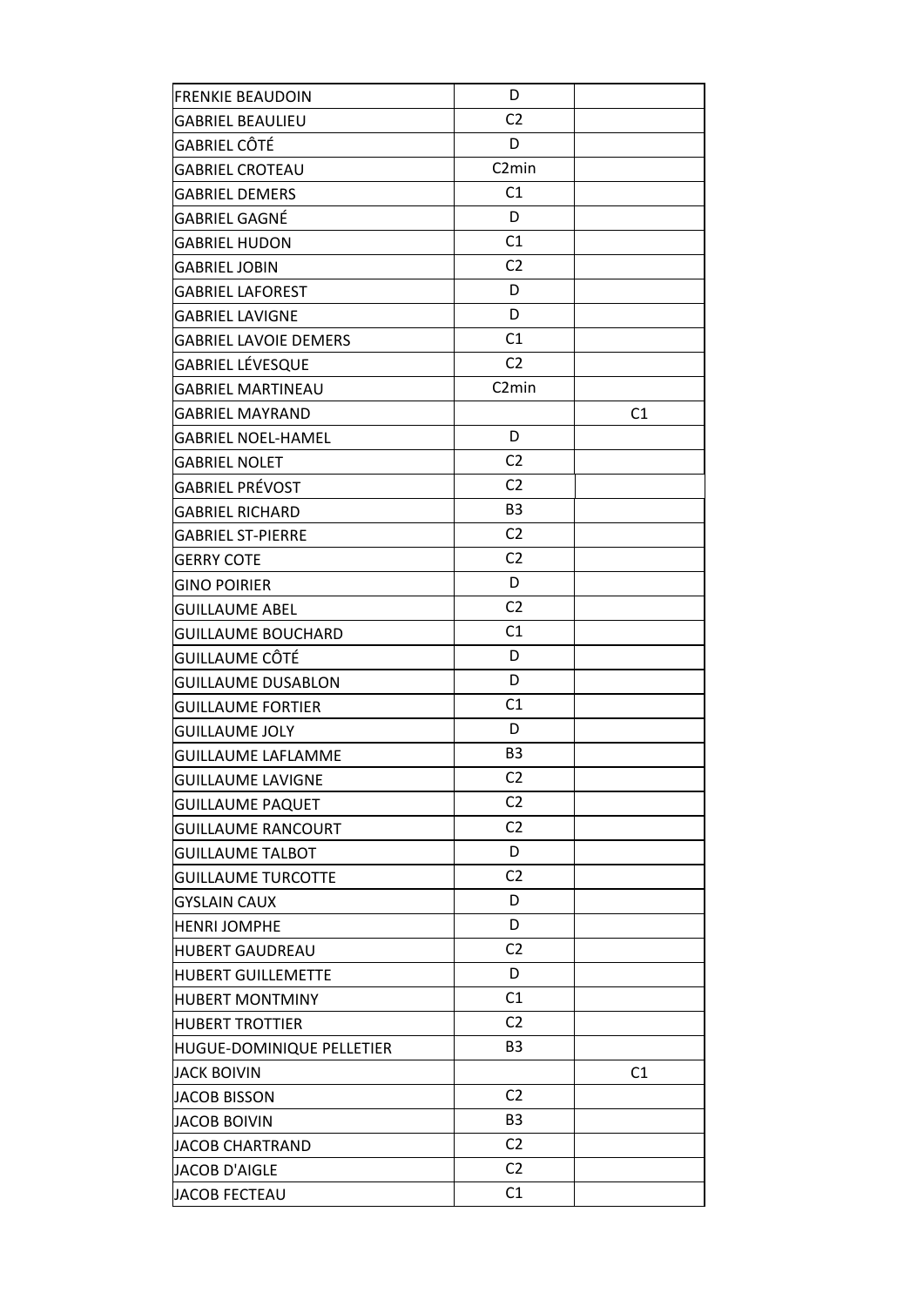| | | |
|---|---|---|
| FRENKIE BEAUDOIN | D | |
| GABRIEL BEAULIEU | C2 | |
| GABRIEL CÔTÉ | D | |
| GABRIEL CROTEAU | C2min | |
| GABRIEL DEMERS | C1 | |
| GABRIEL GAGNÉ | D | |
| GABRIEL HUDON | C1 | |
| GABRIEL JOBIN | C2 | |
| GABRIEL LAFOREST | D | |
| GABRIEL LAVIGNE | D | |
| GABRIEL LAVOIE DEMERS | C1 | |
| GABRIEL LÉVESQUE | C2 | |
| GABRIEL MARTINEAU | C2min | |
| GABRIEL MAYRAND | | C1 |
| GABRIEL NOEL-HAMEL | D | |
| GABRIEL NOLET | C2 | |
| GABRIEL PRÉVOST | C2 | |
| GABRIEL RICHARD | B3 | |
| GABRIEL ST-PIERRE | C2 | |
| GERRY COTE | C2 | |
| GINO POIRIER | D | |
| GUILLAUME ABEL | C2 | |
| GUILLAUME BOUCHARD | C1 | |
| GUILLAUME CÔTÉ | D | |
| GUILLAUME DUSABLON | D | |
| GUILLAUME FORTIER | C1 | |
| GUILLAUME JOLY | D | |
| GUILLAUME LAFLAMME | B3 | |
| GUILLAUME LAVIGNE | C2 | |
| GUILLAUME PAQUET | C2 | |
| GUILLAUME RANCOURT | C2 | |
| GUILLAUME TALBOT | D | |
| GUILLAUME TURCOTTE | C2 | |
| GYSLAIN CAUX | D | |
| HENRI JOMPHE | D | |
| HUBERT GAUDREAU | C2 | |
| HUBERT GUILLEMETTE | D | |
| HUBERT MONTMINY | C1 | |
| HUBERT TROTTIER | C2 | |
| HUGUE-DOMINIQUE PELLETIER | B3 | |
| JACK BOIVIN | | C1 |
| JACOB BISSON | C2 | |
| JACOB BOIVIN | B3 | |
| JACOB CHARTRAND | C2 | |
| JACOB D'AIGLE | C2 | |
| JACOB FECTEAU | C1 | |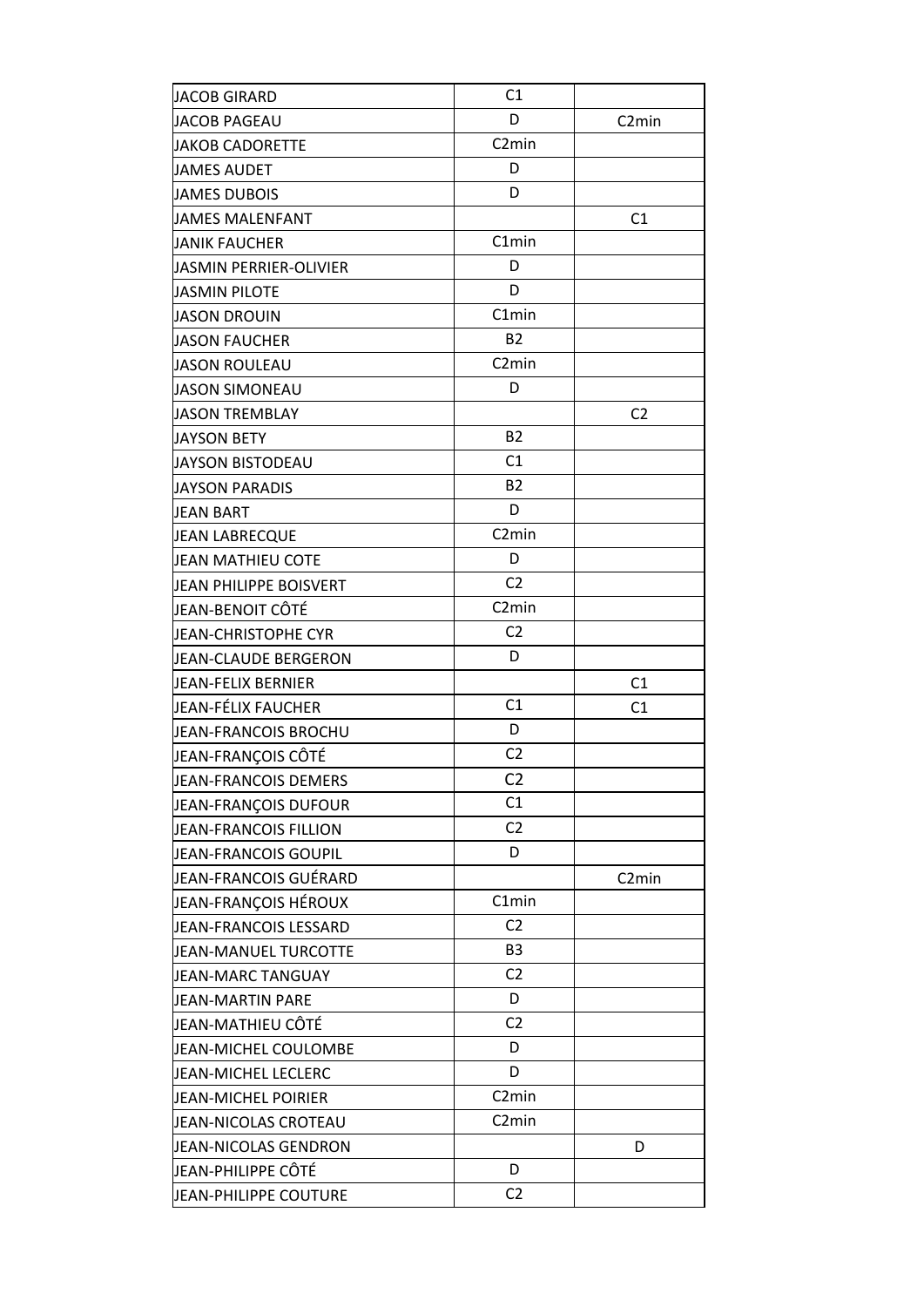| | | |
|---|---|---|
| JACOB GIRARD | C1 | |
| JACOB PAGEAU | D | C2min |
| JAKOB CADORETTE | C2min | |
| JAMES AUDET | D | |
| JAMES DUBOIS | D | |
| JAMES MALENFANT | | C1 |
| JANIK FAUCHER | C1min | |
| JASMIN PERRIER-OLIVIER | D | |
| JASMIN PILOTE | D | |
| JASON DROUIN | C1min | |
| JASON FAUCHER | B2 | |
| JASON ROULEAU | C2min | |
| JASON SIMONEAU | D | |
| JASON TREMBLAY | | C2 |
| JAYSON BETY | B2 | |
| JAYSON BISTODEAU | C1 | |
| JAYSON PARADIS | B2 | |
| JEAN BART | D | |
| JEAN LABRECQUE | C2min | |
| JEAN MATHIEU COTE | D | |
| JEAN PHILIPPE BOISVERT | C2 | |
| JEAN-BENOIT CÔTÉ | C2min | |
| JEAN-CHRISTOPHE CYR | C2 | |
| JEAN-CLAUDE BERGERON | D | |
| JEAN-FELIX BERNIER | | C1 |
| JEAN-FÉLIX FAUCHER | C1 | C1 |
| JEAN-FRANCOIS BROCHU | D | |
| JEAN-FRANÇOIS CÔTÉ | C2 | |
| JEAN-FRANCOIS DEMERS | C2 | |
| JEAN-FRANÇOIS DUFOUR | C1 | |
| JEAN-FRANCOIS FILLION | C2 | |
| JEAN-FRANCOIS GOUPIL | D | |
| JEAN-FRANCOIS GUÉRARD | | C2min |
| JEAN-FRANÇOIS HÉROUX | C1min | |
| JEAN-FRANCOIS LESSARD | C2 | |
| JEAN-MANUEL TURCOTTE | B3 | |
| JEAN-MARC TANGUAY | C2 | |
| JEAN-MARTIN PARE | D | |
| JEAN-MATHIEU CÔTÉ | C2 | |
| JEAN-MICHEL COULOMBE | D | |
| JEAN-MICHEL LECLERC | D | |
| JEAN-MICHEL POIRIER | C2min | |
| JEAN-NICOLAS CROTEAU | C2min | |
| JEAN-NICOLAS GENDRON | | D |
| JEAN-PHILIPPE CÔTÉ | D | |
| JEAN-PHILIPPE COUTURE | C2 | |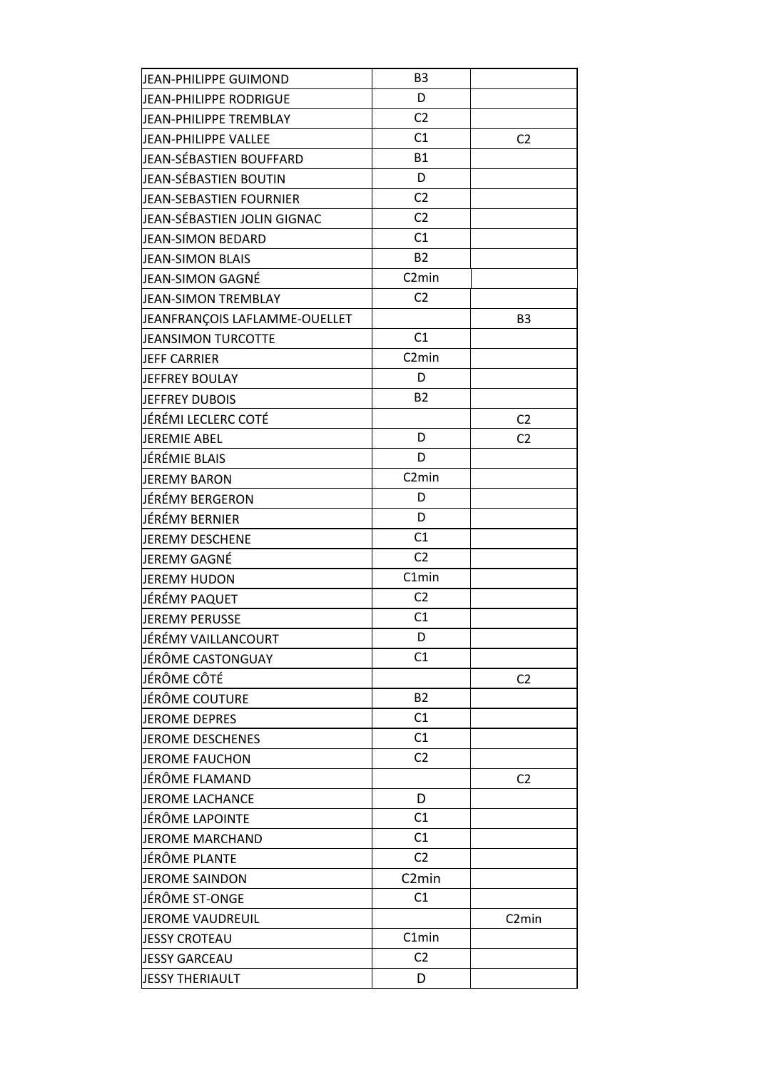| | | |
|---|---|---|
| JEAN-PHILIPPE GUIMOND | B3 | |
| JEAN-PHILIPPE RODRIGUE | D | |
| JEAN-PHILIPPE TREMBLAY | C2 | |
| JEAN-PHILIPPE VALLEE | C1 | C2 |
| JEAN-SÉBASTIEN BOUFFARD | B1 | |
| JEAN-SÉBASTIEN BOUTIN | D | |
| JEAN-SEBASTIEN FOURNIER | C2 | |
| JEAN-SÉBASTIEN JOLIN GIGNAC | C2 | |
| JEAN-SIMON BEDARD | C1 | |
| JEAN-SIMON BLAIS | B2 | |
| JEAN-SIMON GAGNÉ | C2min | |
| JEAN-SIMON TREMBLAY | C2 | |
| JEANFRANÇOIS LAFLAMME-OUELLET | | B3 |
| JEANSIMON TURCOTTE | C1 | |
| JEFF CARRIER | C2min | |
| JEFFREY BOULAY | D | |
| JEFFREY DUBOIS | B2 | |
| JÉRÉMI LECLERC COTÉ | | C2 |
| JEREMIE ABEL | D | C2 |
| JÉRÉMIE BLAIS | D | |
| JEREMY BARON | C2min | |
| JÉRÉMY BERGERON | D | |
| JÉRÉMY BERNIER | D | |
| JEREMY DESCHENE | C1 | |
| JEREMY GAGNÉ | C2 | |
| JEREMY HUDON | C1min | |
| JÉRÉMY PAQUET | C2 | |
| JEREMY PERUSSE | C1 | |
| JÉRÉMY VAILLANCOURT | D | |
| JÉRÔME CASTONGUAY | C1 | |
| JÉRÔME CÔTÉ | | C2 |
| JÉRÔME COUTURE | B2 | |
| JEROME DEPRES | C1 | |
| JEROME DESCHENES | C1 | |
| JEROME FAUCHON | C2 | |
| JÉRÔME FLAMAND | | C2 |
| JEROME LACHANCE | D | |
| JÉRÔME LAPOINTE | C1 | |
| JEROME MARCHAND | C1 | |
| JÉRÔME PLANTE | C2 | |
| JEROME SAINDON | C2min | |
| JÉRÔME ST-ONGE | C1 | |
| JEROME VAUDREUIL | | C2min |
| JESSY CROTEAU | C1min | |
| JESSY GARCEAU | C2 | |
| JESSY THERIAULT | D | |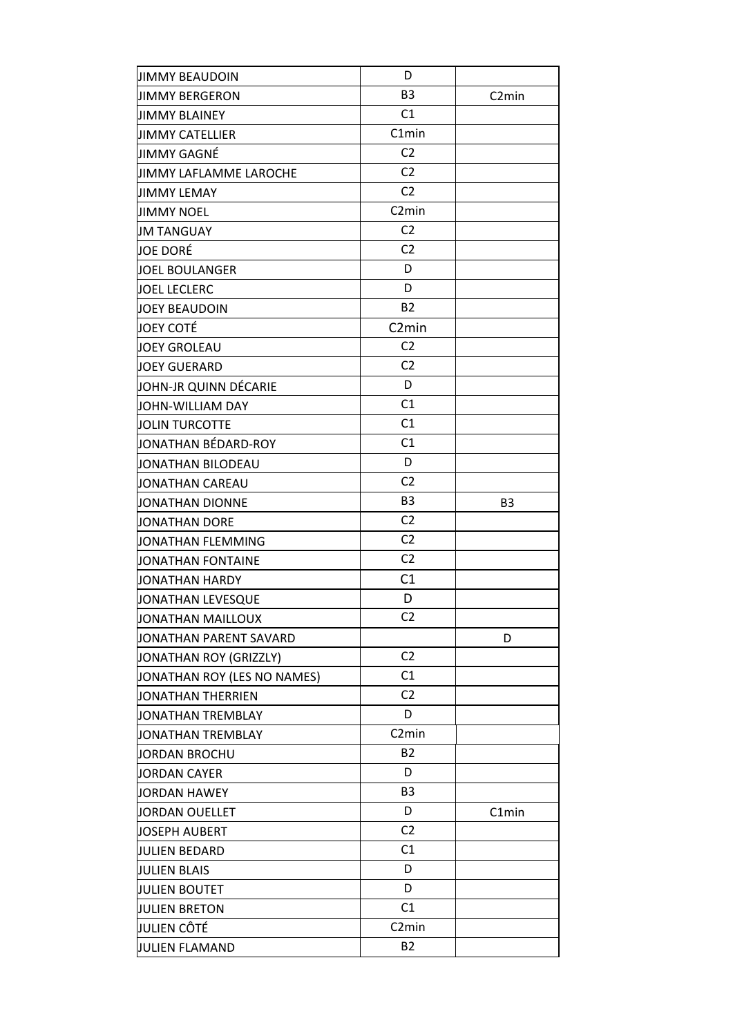| | | |
|---|---|---|
| JIMMY BEAUDOIN | D | |
| JIMMY BERGERON | B3 | C2min |
| JIMMY BLAINEY | C1 | |
| JIMMY CATELLIER | C1min | |
| JIMMY GAGNÉ | C2 | |
| JIMMY LAFLAMME LAROCHE | C2 | |
| JIMMY LEMAY | C2 | |
| JIMMY NOEL | C2min | |
| JM TANGUAY | C2 | |
| JOE DORÉ | C2 | |
| JOEL BOULANGER | D | |
| JOEL LECLERC | D | |
| JOEY BEAUDOIN | B2 | |
| JOEY COTÉ | C2min | |
| JOEY GROLEAU | C2 | |
| JOEY GUERARD | C2 | |
| JOHN-JR QUINN DÉCARIE | D | |
| JOHN-WILLIAM DAY | C1 | |
| JOLIN TURCOTTE | C1 | |
| JONATHAN BÉDARD-ROY | C1 | |
| JONATHAN BILODEAU | D | |
| JONATHAN CAREAU | C2 | |
| JONATHAN DIONNE | B3 | B3 |
| JONATHAN DORE | C2 | |
| JONATHAN FLEMMING | C2 | |
| JONATHAN FONTAINE | C2 | |
| JONATHAN HARDY | C1 | |
| JONATHAN LEVESQUE | D | |
| JONATHAN MAILLOUX | C2 | |
| JONATHAN PARENT SAVARD | | D |
| JONATHAN ROY (GRIZZLY) | C2 | |
| JONATHAN ROY (LES NO NAMES) | C1 | |
| JONATHAN THERRIEN | C2 | |
| JONATHAN TREMBLAY | D | |
| JONATHAN TREMBLAY | C2min | |
| JORDAN BROCHU | B2 | |
| JORDAN CAYER | D | |
| JORDAN HAWEY | B3 | |
| JORDAN OUELLET | D | C1min |
| JOSEPH AUBERT | C2 | |
| JULIEN BEDARD | C1 | |
| JULIEN BLAIS | D | |
| JULIEN BOUTET | D | |
| JULIEN BRETON | C1 | |
| JULIEN CÔTÉ | C2min | |
| JULIEN FLAMAND | B2 | |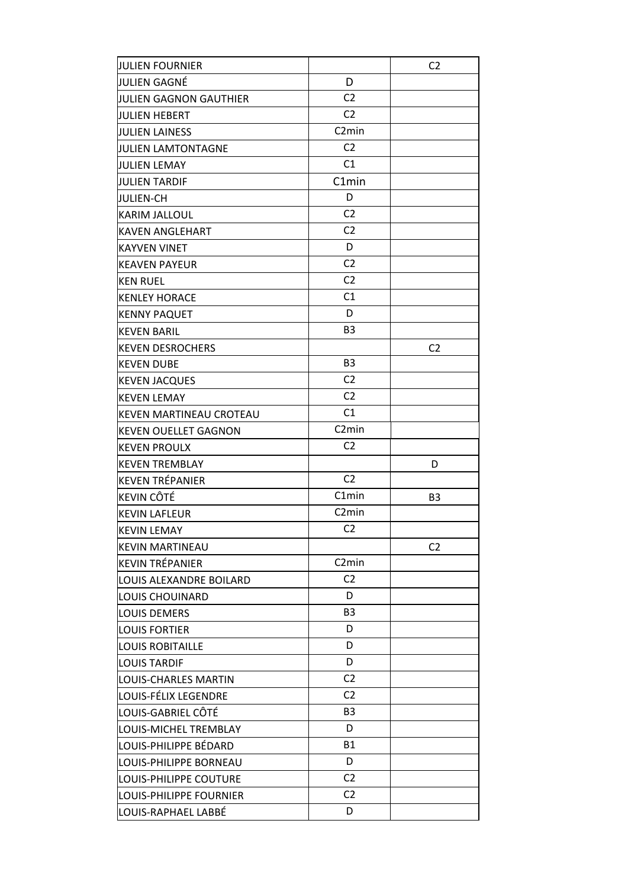| | | |
|---|---|---|
| JULIEN FOURNIER | | C2 |
| JULIEN GAGNÉ | D | |
| JULIEN GAGNON GAUTHIER | C2 | |
| JULIEN HEBERT | C2 | |
| JULIEN LAINESS | C2min | |
| JULIEN LAMTONTAGNE | C2 | |
| JULIEN LEMAY | C1 | |
| JULIEN TARDIF | C1min | |
| JULIEN-CH | D | |
| KARIM JALLOUL | C2 | |
| KAVEN ANGLEHART | C2 | |
| KAYVEN VINET | D | |
| KEAVEN PAYEUR | C2 | |
| KEN RUEL | C2 | |
| KENLEY HORACE | C1 | |
| KENNY PAQUET | D | |
| KEVEN BARIL | B3 | |
| KEVEN DESROCHERS | | C2 |
| KEVEN DUBE | B3 | |
| KEVEN JACQUES | C2 | |
| KEVEN LEMAY | C2 | |
| KEVEN MARTINEAU CROTEAU | C1 | |
| KEVEN OUELLET GAGNON | C2min | |
| KEVEN PROULX | C2 | |
| KEVEN TREMBLAY | | D |
| KEVEN TRÉPANIER | C2 | |
| KEVIN CÔTÉ | C1min | B3 |
| KEVIN LAFLEUR | C2min | |
| KEVIN LEMAY | C2 | |
| KEVIN MARTINEAU | | C2 |
| KEVIN TRÉPANIER | C2min | |
| LOUIS ALEXANDRE BOILARD | C2 | |
| LOUIS CHOUINARD | D | |
| LOUIS DEMERS | B3 | |
| LOUIS FORTIER | D | |
| LOUIS ROBITAILLE | D | |
| LOUIS TARDIF | D | |
| LOUIS-CHARLES MARTIN | C2 | |
| LOUIS-FÉLIX LEGENDRE | C2 | |
| LOUIS-GABRIEL CÔTÉ | B3 | |
| LOUIS-MICHEL TREMBLAY | D | |
| LOUIS-PHILIPPE BÉDARD | B1 | |
| LOUIS-PHILIPPE BORNEAU | D | |
| LOUIS-PHILIPPE COUTURE | C2 | |
| LOUIS-PHILIPPE FOURNIER | C2 | |
| LOUIS-RAPHAEL LABBÉ | D | |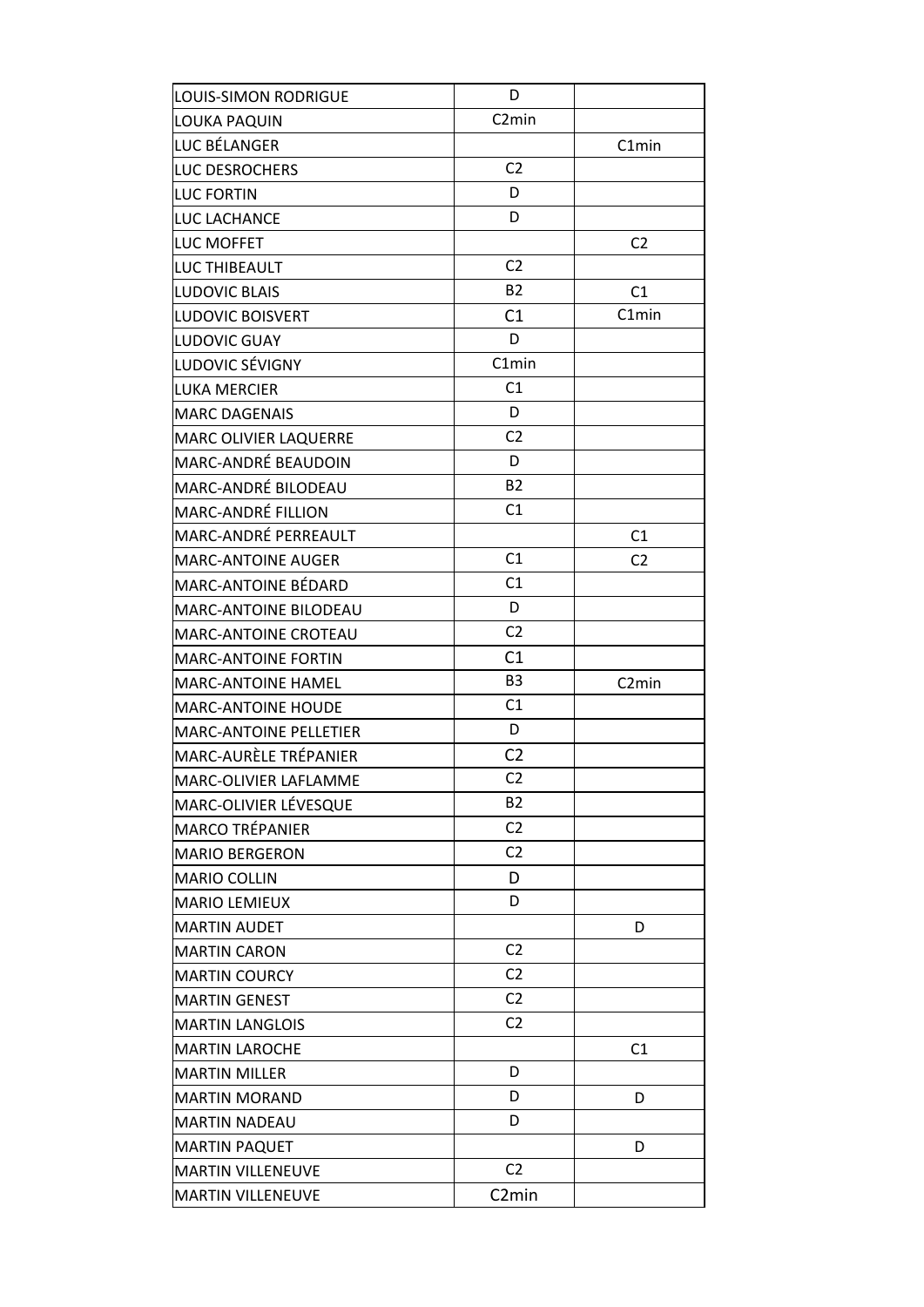| LOUIS-SIMON RODRIGUE | D | |
|---|---|---|
| LOUKA PAQUIN | C2min | |
| LUC BÉLANGER | | C1min |
| LUC DESROCHERS | C2 | |
| LUC FORTIN | D | |
| LUC LACHANCE | D | |
| LUC MOFFET | | C2 |
| LUC THIBEAULT | C2 | |
| LUDOVIC BLAIS | B2 | C1 |
| LUDOVIC BOISVERT | C1 | C1min |
| LUDOVIC GUAY | D | |
| LUDOVIC SÉVIGNY | C1min | |
| LUKA MERCIER | C1 | |
| MARC DAGENAIS | D | |
| MARC OLIVIER LAQUERRE | C2 | |
| MARC-ANDRÉ BEAUDOIN | D | |
| MARC-ANDRÉ BILODEAU | B2 | |
| MARC-ANDRÉ FILLION | C1 | |
| MARC-ANDRÉ PERREAULT | | C1 |
| MARC-ANTOINE AUGER | C1 | C2 |
| MARC-ANTOINE BÉDARD | C1 | |
| MARC-ANTOINE BILODEAU | D | |
| MARC-ANTOINE CROTEAU | C2 | |
| MARC-ANTOINE FORTIN | C1 | |
| MARC-ANTOINE HAMEL | B3 | C2min |
| MARC-ANTOINE HOUDE | C1 | |
| MARC-ANTOINE PELLETIER | D | |
| MARC-AURÈLE TRÉPANIER | C2 | |
| MARC-OLIVIER LAFLAMME | C2 | |
| MARC-OLIVIER LÉVESQUE | B2 | |
| MARCO TRÉPANIER | C2 | |
| MARIO BERGERON | C2 | |
| MARIO COLLIN | D | |
| MARIO LEMIEUX | D | |
| MARTIN AUDET | | D |
| MARTIN CARON | C2 | |
| MARTIN COURCY | C2 | |
| MARTIN GENEST | C2 | |
| MARTIN LANGLOIS | C2 | |
| MARTIN LAROCHE | | C1 |
| MARTIN MILLER | D | |
| MARTIN MORAND | D | D |
| MARTIN NADEAU | D | |
| MARTIN PAQUET | | D |
| MARTIN VILLENEUVE | C2 | |
| MARTIN VILLENEUVE | C2min | |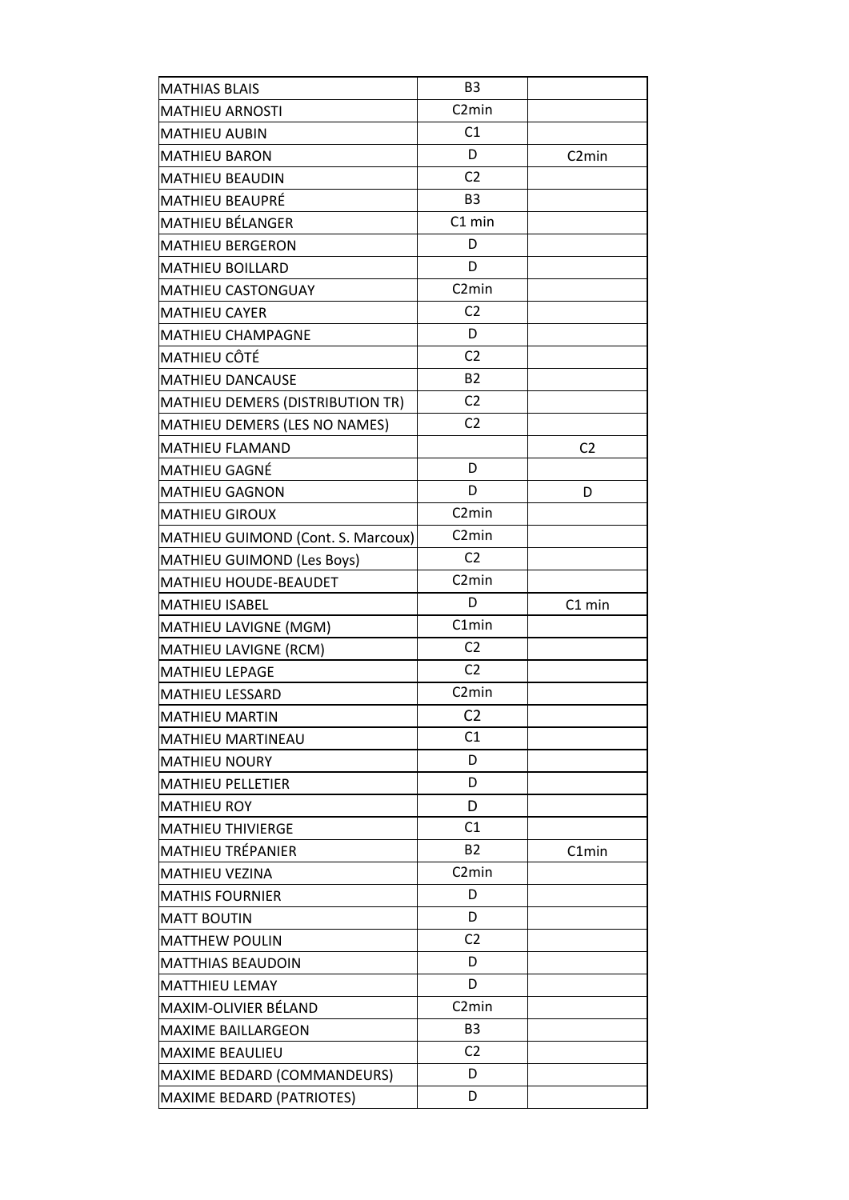| | | |
|---|---|---|
| MATHIAS BLAIS | B3 | |
| MATHIEU ARNOSTI | C2min | |
| MATHIEU AUBIN | C1 | |
| MATHIEU BARON | D | C2min |
| MATHIEU BEAUDIN | C2 | |
| MATHIEU BEAUPRÉ | B3 | |
| MATHIEU BÉLANGER | C1 min | |
| MATHIEU BERGERON | D | |
| MATHIEU BOILLARD | D | |
| MATHIEU CASTONGUAY | C2min | |
| MATHIEU CAYER | C2 | |
| MATHIEU CHAMPAGNE | D | |
| MATHIEU CÔTÉ | C2 | |
| MATHIEU DANCAUSE | B2 | |
| MATHIEU DEMERS (DISTRIBUTION TR) | C2 | |
| MATHIEU DEMERS (LES NO NAMES) | C2 | |
| MATHIEU FLAMAND | | C2 |
| MATHIEU GAGNÉ | D | |
| MATHIEU GAGNON | D | D |
| MATHIEU GIROUX | C2min | |
| MATHIEU GUIMOND (Cont. S. Marcoux) | C2min | |
| MATHIEU GUIMOND (Les Boys) | C2 | |
| MATHIEU HOUDE-BEAUDET | C2min | |
| MATHIEU ISABEL | D | C1 min |
| MATHIEU LAVIGNE (MGM) | C1min | |
| MATHIEU LAVIGNE (RCM) | C2 | |
| MATHIEU LEPAGE | C2 | |
| MATHIEU LESSARD | C2min | |
| MATHIEU MARTIN | C2 | |
| MATHIEU MARTINEAU | C1 | |
| MATHIEU NOURY | D | |
| MATHIEU PELLETIER | D | |
| MATHIEU ROY | D | |
| MATHIEU THIVIERGE | C1 | |
| MATHIEU TRÉPANIER | B2 | C1min |
| MATHIEU VEZINA | C2min | |
| MATHIS FOURNIER | D | |
| MATT BOUTIN | D | |
| MATTHEW POULIN | C2 | |
| MATTHIAS BEAUDOIN | D | |
| MATTHIEU LEMAY | D | |
| MAXIM-OLIVIER BÉLAND | C2min | |
| MAXIME BAILLARGEON | B3 | |
| MAXIME BEAULIEU | C2 | |
| MAXIME BEDARD (COMMANDEURS) | D | |
| MAXIME BEDARD (PATRIOTES) | D | |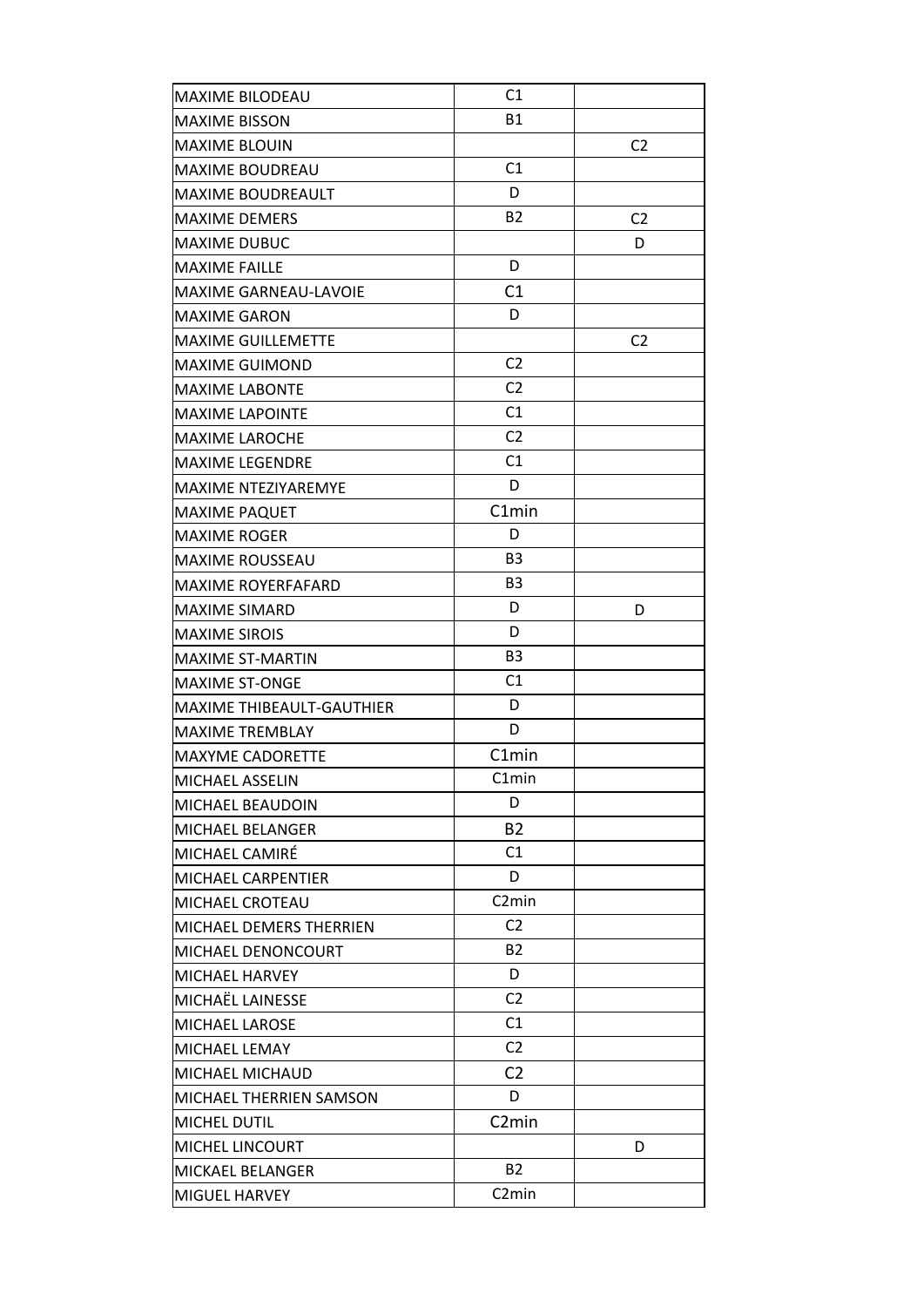| | | |
|---|---|---|
| MAXIME BILODEAU | C1 | |
| MAXIME BISSON | B1 | |
| MAXIME BLOUIN | | C2 |
| MAXIME BOUDREAU | C1 | |
| MAXIME BOUDREAULT | D | |
| MAXIME DEMERS | B2 | C2 |
| MAXIME DUBUC | | D |
| MAXIME FAILLE | D | |
| MAXIME GARNEAU-LAVOIE | C1 | |
| MAXIME GARON | D | |
| MAXIME GUILLEMETTE | | C2 |
| MAXIME GUIMOND | C2 | |
| MAXIME LABONTE | C2 | |
| MAXIME LAPOINTE | C1 | |
| MAXIME LAROCHE | C2 | |
| MAXIME LEGENDRE | C1 | |
| MAXIME NTEZIYAREMYE | D | |
| MAXIME PAQUET | C1min | |
| MAXIME ROGER | D | |
| MAXIME ROUSSEAU | B3 | |
| MAXIME ROYERFAFARD | B3 | |
| MAXIME SIMARD | D | D |
| MAXIME SIROIS | D | |
| MAXIME ST-MARTIN | B3 | |
| MAXIME ST-ONGE | C1 | |
| MAXIME THIBEAULT-GAUTHIER | D | |
| MAXIME TREMBLAY | D | |
| MAXYME CADORETTE | C1min | |
| MICHAEL ASSELIN | C1min | |
| MICHAEL BEAUDOIN | D | |
| MICHAEL BELANGER | B2 | |
| MICHAEL CAMIRÉ | C1 | |
| MICHAEL CARPENTIER | D | |
| MICHAEL CROTEAU | C2min | |
| MICHAEL DEMERS THERRIEN | C2 | |
| MICHAEL DENONCOURT | B2 | |
| MICHAEL HARVEY | D | |
| MICHAËL LAINESSE | C2 | |
| MICHAEL LAROSE | C1 | |
| MICHAEL LEMAY | C2 | |
| MICHAEL MICHAUD | C2 | |
| MICHAEL THERRIEN SAMSON | D | |
| MICHEL DUTIL | C2min | |
| MICHEL LINCOURT | | D |
| MICKAEL BELANGER | B2 | |
| MIGUEL HARVEY | C2min | |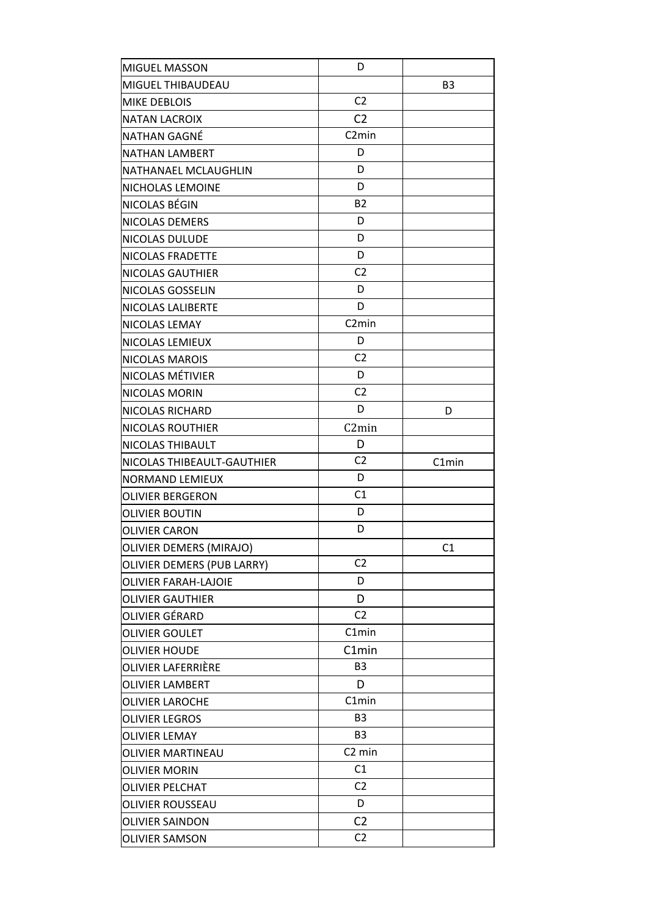| | | |
|---|---|---|
| MIGUEL MASSON | D | |
| MIGUEL THIBAUDEAU | | B3 |
| MIKE DEBLOIS | C2 | |
| NATAN LACROIX | C2 | |
| NATHAN GAGNÉ | C2min | |
| NATHAN LAMBERT | D | |
| NATHANAEL MCLAUGHLIN | D | |
| NICHOLAS LEMOINE | D | |
| NICOLAS BÉGIN | B2 | |
| NICOLAS DEMERS | D | |
| NICOLAS DULUDE | D | |
| NICOLAS FRADETTE | D | |
| NICOLAS GAUTHIER | C2 | |
| NICOLAS GOSSELIN | D | |
| NICOLAS LALIBERTE | D | |
| NICOLAS LEMAY | C2min | |
| NICOLAS LEMIEUX | D | |
| NICOLAS MAROIS | C2 | |
| NICOLAS MÉTIVIER | D | |
| NICOLAS MORIN | C2 | |
| NICOLAS RICHARD | D | D |
| NICOLAS ROUTHIER | C2min | |
| NICOLAS THIBAULT | D | |
| NICOLAS THIBEAULT-GAUTHIER | C2 | C1min |
| NORMAND LEMIEUX | D | |
| OLIVIER BERGERON | C1 | |
| OLIVIER BOUTIN | D | |
| OLIVIER CARON | D | |
| OLIVIER DEMERS (MIRAJO) | | C1 |
| OLIVIER DEMERS (PUB LARRY) | C2 | |
| OLIVIER FARAH-LAJOIE | D | |
| OLIVIER GAUTHIER | D | |
| OLIVIER GÉRARD | C2 | |
| OLIVIER GOULET | C1min | |
| OLIVIER HOUDE | C1min | |
| OLIVIER LAFERRIÈRE | B3 | |
| OLIVIER LAMBERT | D | |
| OLIVIER LAROCHE | C1min | |
| OLIVIER LEGROS | B3 | |
| OLIVIER LEMAY | B3 | |
| OLIVIER MARTINEAU | C2 min | |
| OLIVIER MORIN | C1 | |
| OLIVIER PELCHAT | C2 | |
| OLIVIER ROUSSEAU | D | |
| OLIVIER SAINDON | C2 | |
| OLIVIER SAMSON | C2 | |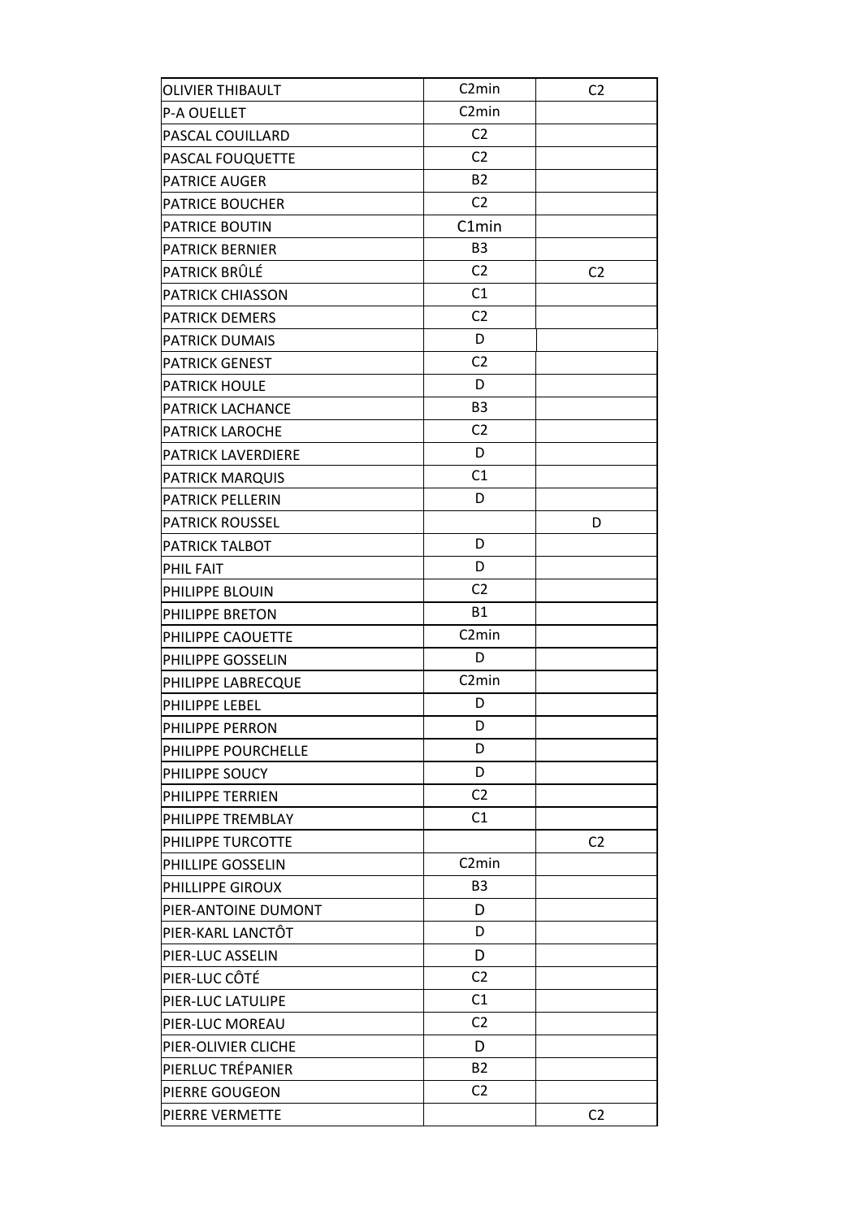| | | |
|---|---|---|
| OLIVIER THIBAULT | C2min | C2 |
| P-A OUELLET | C2min | |
| PASCAL COUILLARD | C2 | |
| PASCAL FOUQUETTE | C2 | |
| PATRICE AUGER | B2 | |
| PATRICE BOUCHER | C2 | |
| PATRICE BOUTIN | C1min | |
| PATRICK BERNIER | B3 | |
| PATRICK BRÛLÉ | C2 | C2 |
| PATRICK CHIASSON | C1 | |
| PATRICK DEMERS | C2 | |
| PATRICK DUMAIS | D | |
| PATRICK GENEST | C2 | |
| PATRICK HOULE | D | |
| PATRICK LACHANCE | B3 | |
| PATRICK LAROCHE | C2 | |
| PATRICK LAVERDIERE | D | |
| PATRICK MARQUIS | C1 | |
| PATRICK PELLERIN | D | |
| PATRICK ROUSSEL | | D |
| PATRICK TALBOT | D | |
| PHIL FAIT | D | |
| PHILIPPE BLOUIN | C2 | |
| PHILIPPE BRETON | B1 | |
| PHILIPPE CAOUETTE | C2min | |
| PHILIPPE GOSSELIN | D | |
| PHILIPPE LABRECQUE | C2min | |
| PHILIPPE LEBEL | D | |
| PHILIPPE PERRON | D | |
| PHILIPPE POURCHELLE | D | |
| PHILIPPE SOUCY | D | |
| PHILIPPE TERRIEN | C2 | |
| PHILIPPE TREMBLAY | C1 | |
| PHILIPPE TURCOTTE | | C2 |
| PHILLIPE GOSSELIN | C2min | |
| PHILLIPPE GIROUX | B3 | |
| PIER-ANTOINE DUMONT | D | |
| PIER-KARL LANCTÔT | D | |
| PIER-LUC ASSELIN | D | |
| PIER-LUC CÔTÉ | C2 | |
| PIER-LUC LATULIPE | C1 | |
| PIER-LUC MOREAU | C2 | |
| PIER-OLIVIER CLICHE | D | |
| PIERLUC TRÉPANIER | B2 | |
| PIERRE GOUGEON | C2 | |
| PIERRE VERMETTE | | C2 |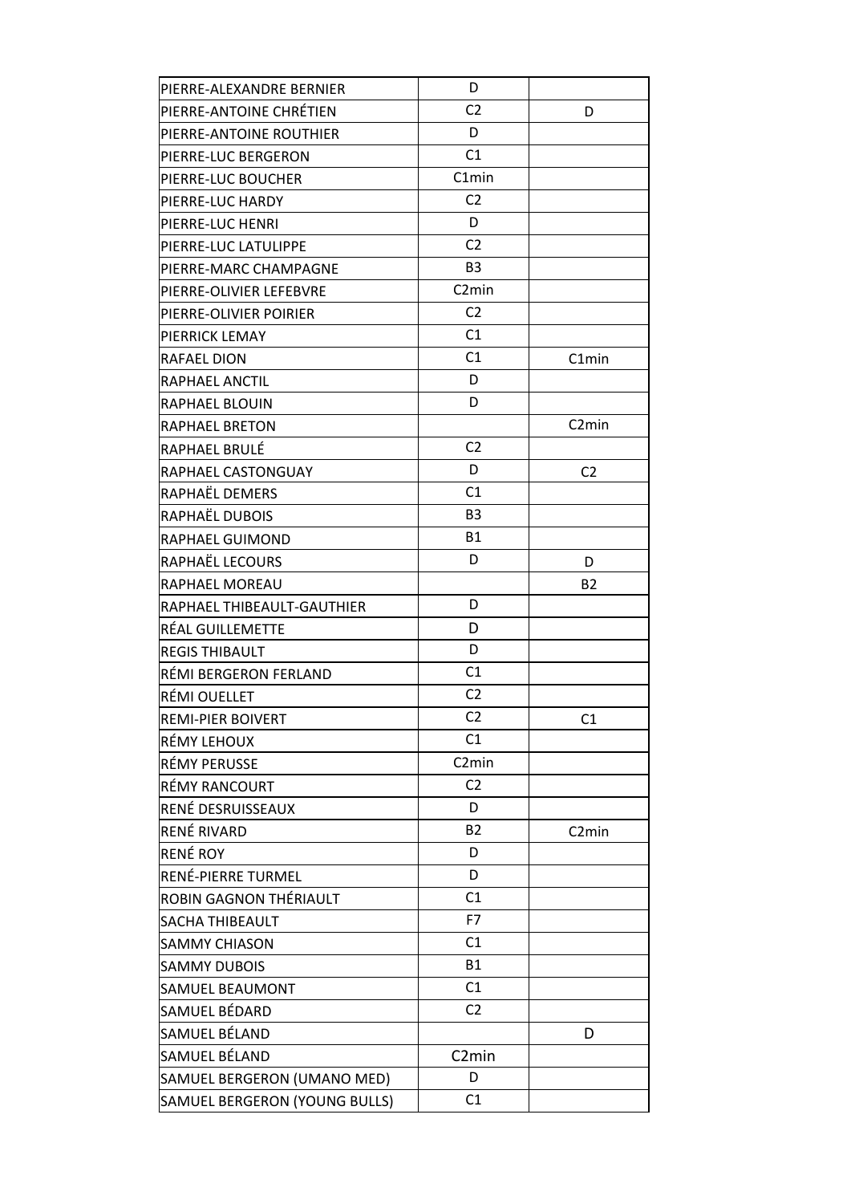| | | |
|---|---|---|
| PIERRE-ALEXANDRE BERNIER | D | |
| PIERRE-ANTOINE CHRÉTIEN | C2 | D |
| PIERRE-ANTOINE ROUTHIER | D | |
| PIERRE-LUC BERGERON | C1 | |
| PIERRE-LUC BOUCHER | C1min | |
| PIERRE-LUC HARDY | C2 | |
| PIERRE-LUC HENRI | D | |
| PIERRE-LUC LATULIPPE | C2 | |
| PIERRE-MARC CHAMPAGNE | B3 | |
| PIERRE-OLIVIER LEFEBVRE | C2min | |
| PIERRE-OLIVIER POIRIER | C2 | |
| PIERRICK LEMAY | C1 | |
| RAFAEL DION | C1 | C1min |
| RAPHAEL ANCTIL | D | |
| RAPHAEL BLOUIN | D | |
| RAPHAEL BRETON | | C2min |
| RAPHAEL BRULÉ | C2 | |
| RAPHAEL CASTONGUAY | D | C2 |
| RAPHAËL DEMERS | C1 | |
| RAPHAËL DUBOIS | B3 | |
| RAPHAEL GUIMOND | B1 | |
| RAPHAËL LECOURS | D | D |
| RAPHAEL MOREAU | | B2 |
| RAPHAEL THIBEAULT-GAUTHIER | D | |
| RÉAL GUILLEMETTE | D | |
| REGIS THIBAULT | D | |
| RÉMI BERGERON FERLAND | C1 | |
| RÉMI OUELLET | C2 | |
| REMI-PIER BOIVERT | C2 | C1 |
| RÉMY LEHOUX | C1 | |
| RÉMY PERUSSE | C2min | |
| RÉMY RANCOURT | C2 | |
| RENÉ DESRUISSEAUX | D | |
| RENÉ RIVARD | B2 | C2min |
| RENÉ ROY | D | |
| RENÉ-PIERRE TURMEL | D | |
| ROBIN GAGNON THÉRIAULT | C1 | |
| SACHA THIBEAULT | F7 | |
| SAMMY CHIASON | C1 | |
| SAMMY DUBOIS | B1 | |
| SAMUEL BEAUMONT | C1 | |
| SAMUEL BÉDARD | C2 | |
| SAMUEL BÉLAND | | D |
| SAMUEL BÉLAND | C2min | |
| SAMUEL BERGERON (UMANO MED) | D | |
| SAMUEL BERGERON (YOUNG BULLS) | C1 | |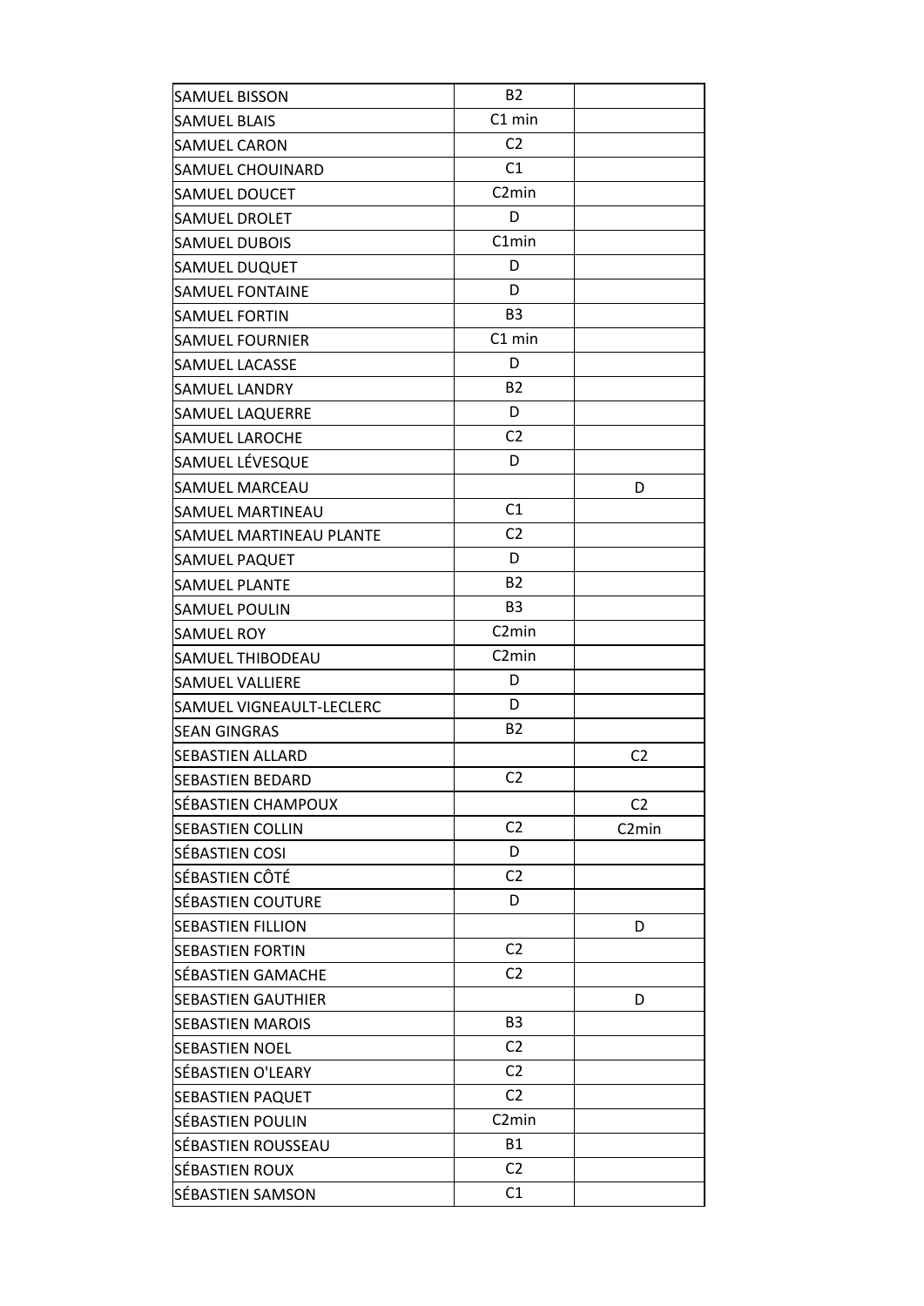| | | |
|---|---|---|
| SAMUEL BISSON | B2 | |
| SAMUEL BLAIS | C1 min | |
| SAMUEL CARON | C2 | |
| SAMUEL CHOUINARD | C1 | |
| SAMUEL DOUCET | C2min | |
| SAMUEL DROLET | D | |
| SAMUEL DUBOIS | C1min | |
| SAMUEL DUQUET | D | |
| SAMUEL FONTAINE | D | |
| SAMUEL FORTIN | B3 | |
| SAMUEL FOURNIER | C1 min | |
| SAMUEL LACASSE | D | |
| SAMUEL LANDRY | B2 | |
| SAMUEL LAQUERRE | D | |
| SAMUEL LAROCHE | C2 | |
| SAMUEL LÉVESQUE | D | |
| SAMUEL MARCEAU | | D |
| SAMUEL MARTINEAU | C1 | |
| SAMUEL MARTINEAU PLANTE | C2 | |
| SAMUEL PAQUET | D | |
| SAMUEL PLANTE | B2 | |
| SAMUEL POULIN | B3 | |
| SAMUEL ROY | C2min | |
| SAMUEL THIBODEAU | C2min | |
| SAMUEL VALLIERE | D | |
| SAMUEL VIGNEAULT-LECLERC | D | |
| SEAN GINGRAS | B2 | |
| SEBASTIEN ALLARD | | C2 |
| SEBASTIEN BEDARD | C2 | |
| SÉBASTIEN CHAMPOUX | | C2 |
| SEBASTIEN COLLIN | C2 | C2min |
| SÉBASTIEN COSI | D | |
| SÉBASTIEN CÔTÉ | C2 | |
| SÉBASTIEN COUTURE | D | |
| SEBASTIEN FILLION | | D |
| SEBASTIEN FORTIN | C2 | |
| SÉBASTIEN GAMACHE | C2 | |
| SEBASTIEN GAUTHIER | | D |
| SEBASTIEN MAROIS | B3 | |
| SEBASTIEN NOEL | C2 | |
| SÉBASTIEN O'LEARY | C2 | |
| SEBASTIEN PAQUET | C2 | |
| SÉBASTIEN POULIN | C2min | |
| SÉBASTIEN ROUSSEAU | B1 | |
| SÉBASTIEN ROUX | C2 | |
| SÉBASTIEN SAMSON | C1 | |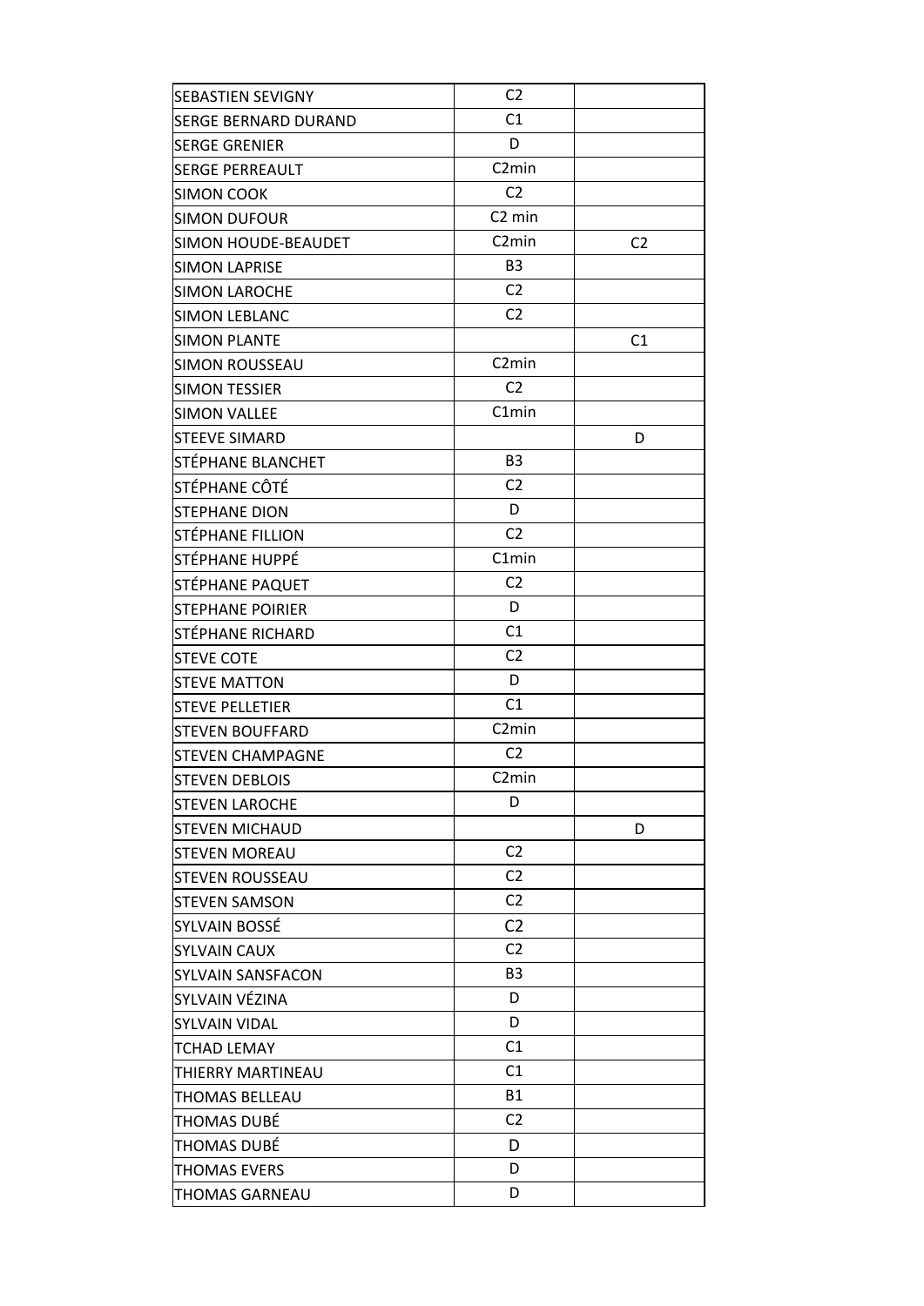| | | |
|---|---|---|
| SEBASTIEN SEVIGNY | C2 | |
| SERGE BERNARD DURAND | C1 | |
| SERGE GRENIER | D | |
| SERGE PERREAULT | C2min | |
| SIMON COOK | C2 | |
| SIMON DUFOUR | C2 min | |
| SIMON HOUDE-BEAUDET | C2min | C2 |
| SIMON LAPRISE | B3 | |
| SIMON LAROCHE | C2 | |
| SIMON LEBLANC | C2 | |
| SIMON PLANTE | | C1 |
| SIMON ROUSSEAU | C2min | |
| SIMON TESSIER | C2 | |
| SIMON VALLEE | C1min | |
| STEEVE SIMARD | | D |
| STÉPHANE BLANCHET | B3 | |
| STÉPHANE CÔTÉ | C2 | |
| STEPHANE DION | D | |
| STÉPHANE FILLION | C2 | |
| STÉPHANE HUPPÉ | C1min | |
| STÉPHANE PAQUET | C2 | |
| STEPHANE POIRIER | D | |
| STÉPHANE RICHARD | C1 | |
| STEVE COTE | C2 | |
| STEVE MATTON | D | |
| STEVE PELLETIER | C1 | |
| STEVEN BOUFFARD | C2min | |
| STEVEN CHAMPAGNE | C2 | |
| STEVEN DEBLOIS | C2min | |
| STEVEN LAROCHE | D | |
| STEVEN MICHAUD | | D |
| STEVEN MOREAU | C2 | |
| STEVEN ROUSSEAU | C2 | |
| STEVEN SAMSON | C2 | |
| SYLVAIN BOSSÉ | C2 | |
| SYLVAIN CAUX | C2 | |
| SYLVAIN SANSFACON | B3 | |
| SYLVAIN VÉZINA | D | |
| SYLVAIN VIDAL | D | |
| TCHAD LEMAY | C1 | |
| THIERRY MARTINEAU | C1 | |
| THOMAS BELLEAU | B1 | |
| THOMAS DUBÉ | C2 | |
| THOMAS DUBÉ | D | |
| THOMAS EVERS | D | |
| THOMAS GARNEAU | D | |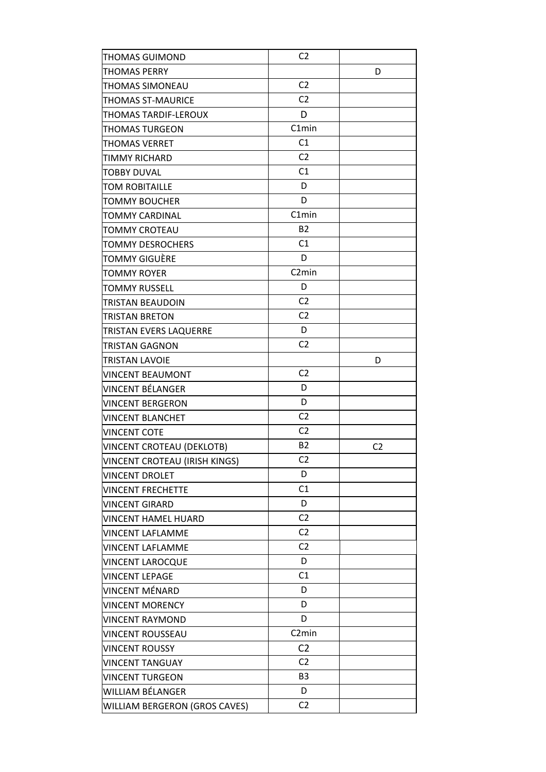| | | |
|---|---|---|
| THOMAS GUIMOND | C2 | |
| THOMAS PERRY | | D |
| THOMAS SIMONEAU | C2 | |
| THOMAS ST-MAURICE | C2 | |
| THOMAS TARDIF-LEROUX | D | |
| THOMAS TURGEON | C1min | |
| THOMAS VERRET | C1 | |
| TIMMY RICHARD | C2 | |
| TOBBY DUVAL | C1 | |
| TOM ROBITAILLE | D | |
| TOMMY BOUCHER | D | |
| TOMMY CARDINAL | C1min | |
| TOMMY CROTEAU | B2 | |
| TOMMY DESROCHERS | C1 | |
| TOMMY GIGUÈRE | D | |
| TOMMY ROYER | C2min | |
| TOMMY RUSSELL | D | |
| TRISTAN BEAUDOIN | C2 | |
| TRISTAN BRETON | C2 | |
| TRISTAN EVERS LAQUERRE | D | |
| TRISTAN GAGNON | C2 | |
| TRISTAN LAVOIE | | D |
| VINCENT BEAUMONT | C2 | |
| VINCENT BÉLANGER | D | |
| VINCENT BERGERON | D | |
| VINCENT BLANCHET | C2 | |
| VINCENT COTE | C2 | |
| VINCENT CROTEAU (DEKLOTB) | B2 | C2 |
| VINCENT CROTEAU (IRISH KINGS) | C2 | |
| VINCENT DROLET | D | |
| VINCENT FRECHETTE | C1 | |
| VINCENT GIRARD | D | |
| VINCENT HAMEL HUARD | C2 | |
| VINCENT LAFLAMME | C2 | |
| VINCENT LAFLAMME | C2 | |
| VINCENT LAROCQUE | D | |
| VINCENT LEPAGE | C1 | |
| VINCENT MÉNARD | D | |
| VINCENT MORENCY | D | |
| VINCENT RAYMOND | D | |
| VINCENT ROUSSEAU | C2min | |
| VINCENT ROUSSY | C2 | |
| VINCENT TANGUAY | C2 | |
| VINCENT TURGEON | B3 | |
| WILLIAM BÉLANGER | D | |
| WILLIAM BERGERON (GROS CAVES) | C2 | |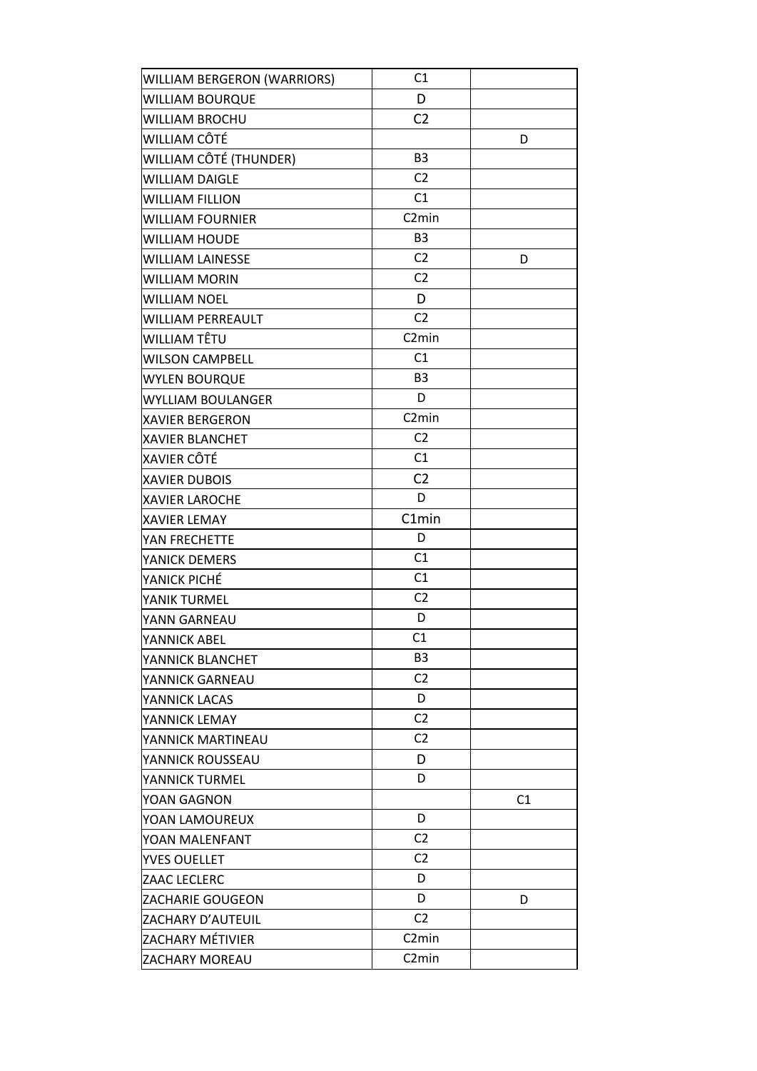| | | |
|---|---|---|
| WILLIAM BERGERON (WARRIORS) | C1 | |
| WILLIAM BOURQUE | D | |
| WILLIAM BROCHU | C2 | |
| WILLIAM CÔTÉ | | D |
| WILLIAM CÔTÉ (THUNDER) | B3 | |
| WILLIAM DAIGLE | C2 | |
| WILLIAM FILLION | C1 | |
| WILLIAM FOURNIER | C2min | |
| WILLIAM HOUDE | B3 | |
| WILLIAM LAINESSE | C2 | D |
| WILLIAM MORIN | C2 | |
| WILLIAM NOEL | D | |
| WILLIAM PERREAULT | C2 | |
| WILLIAM TÊTU | C2min | |
| WILSON CAMPBELL | C1 | |
| WYLEN BOURQUE | B3 | |
| WYLLIAM BOULANGER | D | |
| XAVIER BERGERON | C2min | |
| XAVIER BLANCHET | C2 | |
| XAVIER CÔTÉ | C1 | |
| XAVIER DUBOIS | C2 | |
| XAVIER LAROCHE | D | |
| XAVIER LEMAY | C1min | |
| YAN FRECHETTE | D | |
| YANICK DEMERS | C1 | |
| YANICK PICHÉ | C1 | |
| YANIK TURMEL | C2 | |
| YANN GARNEAU | D | |
| YANNICK ABEL | C1 | |
| YANNICK BLANCHET | B3 | |
| YANNICK GARNEAU | C2 | |
| YANNICK LACAS | D | |
| YANNICK LEMAY | C2 | |
| YANNICK MARTINEAU | C2 | |
| YANNICK ROUSSEAU | D | |
| YANNICK TURMEL | D | |
| YOAN GAGNON | | C1 |
| YOAN LAMOUREUX | D | |
| YOAN MALENFANT | C2 | |
| YVES OUELLET | C2 | |
| ZAAC LECLERC | D | |
| ZACHARIE GOUGEON | D | D |
| ZACHARY D'AUTEUIL | C2 | |
| ZACHARY MÉTIVIER | C2min | |
| ZACHARY MOREAU | C2min | |